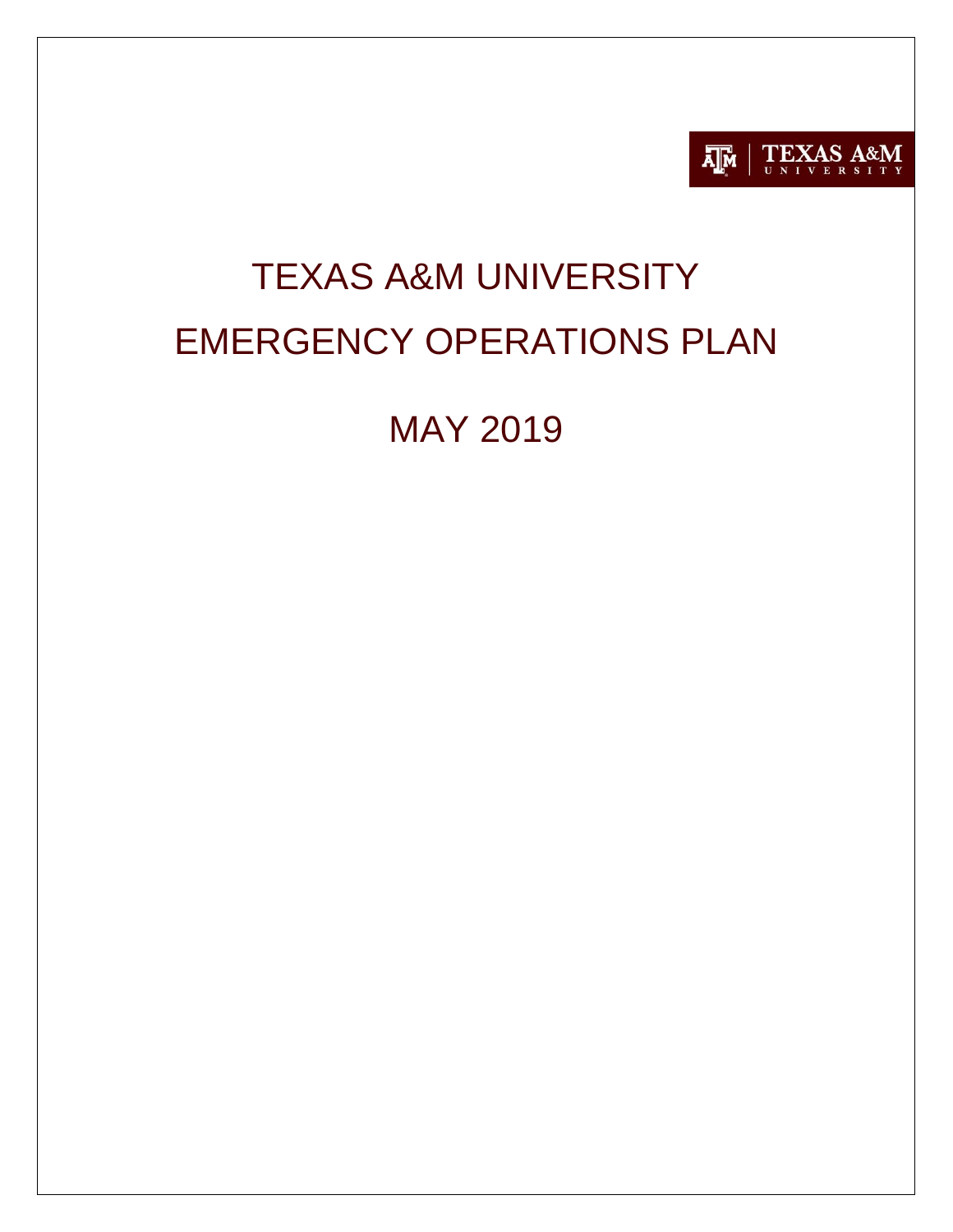TEXAS A&M UNIVERSITY

# TEXAS A&M UNIVERSITY EMERGENCY OPERATIONS PLAN

## MAY 2019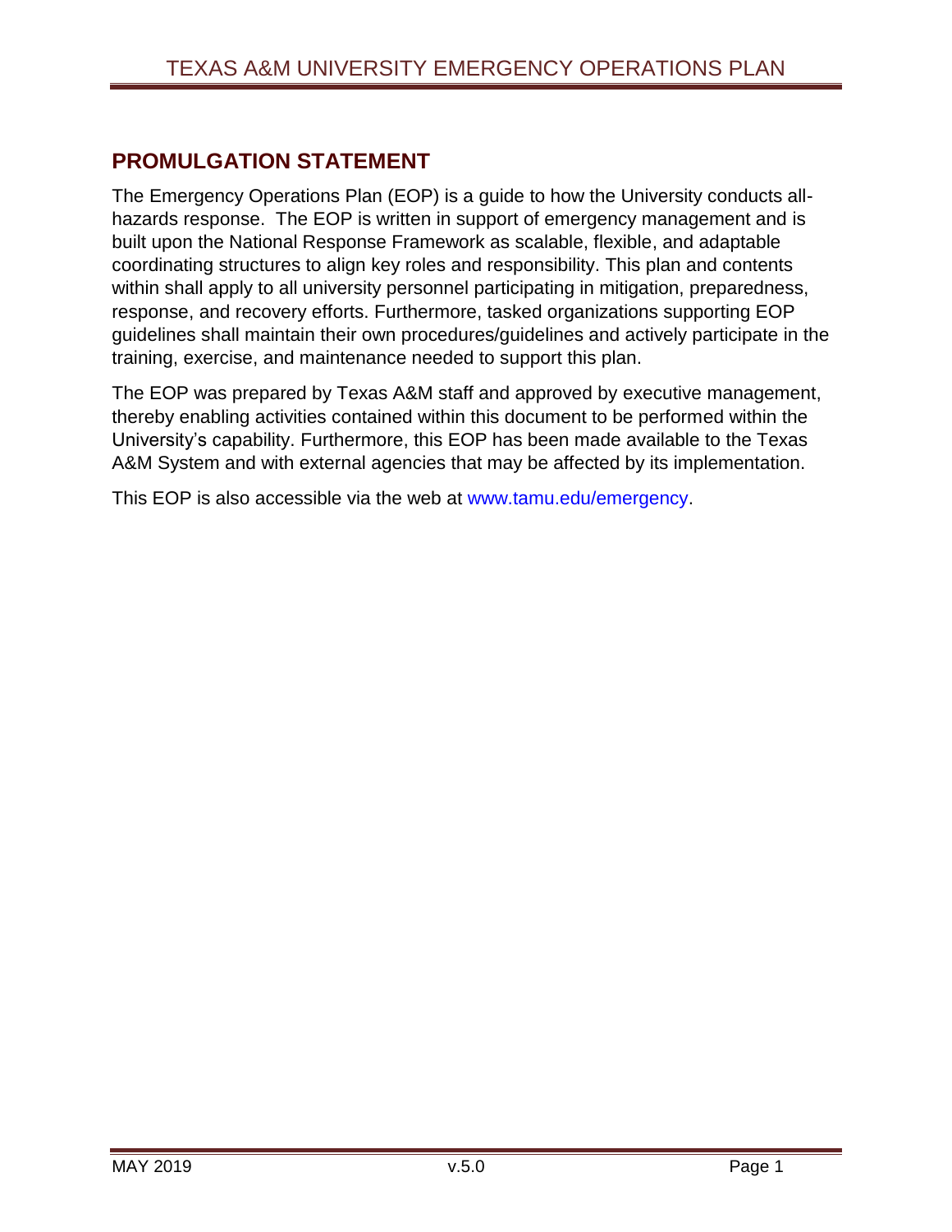## PROMULGATION STATEMENT

The Emergency Operations Plan (EOP) is a guide to how the University conducts all-hazards response. The EOP is written in support of emergency management and is built upon the National Response Framework as scalable, flexible, and adaptable coordinating structures to align key roles and responsibility. This plan and contents within shall apply to all university personnel participating in mitigation, preparedness, response, and recovery efforts. Furthermore, tasked organizations supporting EOP guidelines shall maintain their own procedures/guidelines and actively participate in the training, exercise, and maintenance needed to support this plan.

The EOP was prepared by Texas A&M staff and approved by executive management, thereby enabling activities contained within this document to be performed within the University's capability. Furthermore, this EOP has been made available to the Texas A&M System and with external agencies that may be affected by its implementation.

This EOP is also accessible via the web at www.tamu.edu/emergency.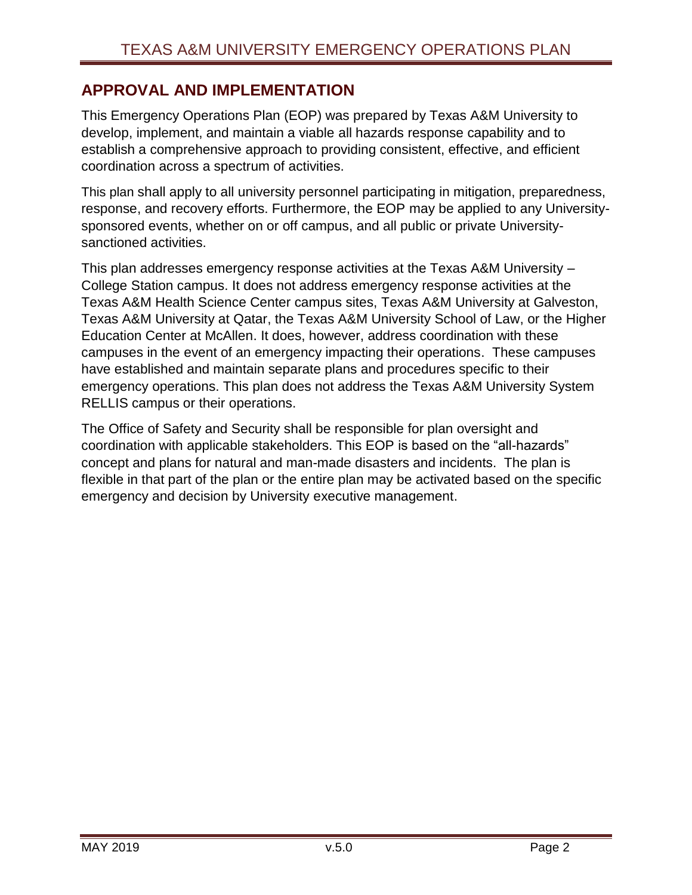## APPROVAL AND IMPLEMENTATION

This Emergency Operations Plan (EOP) was prepared by Texas A&M University to develop, implement, and maintain a viable all hazards response capability and to establish a comprehensive approach to providing consistent, effective, and efficient coordination across a spectrum of activities.

This plan shall apply to all university personnel participating in mitigation, preparedness, response, and recovery efforts. Furthermore, the EOP may be applied to any University-sponsored events, whether on or off campus, and all public or private University-sanctioned activities.

This plan addresses emergency response activities at the Texas A&M University – College Station campus. It does not address emergency response activities at the Texas A&M Health Science Center campus sites, Texas A&M University at Galveston, Texas A&M University at Qatar, the Texas A&M University School of Law, or the Higher Education Center at McAllen. It does, however, address coordination with these campuses in the event of an emergency impacting their operations. These campuses have established and maintain separate plans and procedures specific to their emergency operations. This plan does not address the Texas A&M University System RELLIS campus or their operations.

The Office of Safety and Security shall be responsible for plan oversight and coordination with applicable stakeholders. This EOP is based on the "all-hazards" concept and plans for natural and man-made disasters and incidents. The plan is flexible in that part of the plan or the entire plan may be activated based on the specific emergency and decision by University executive management.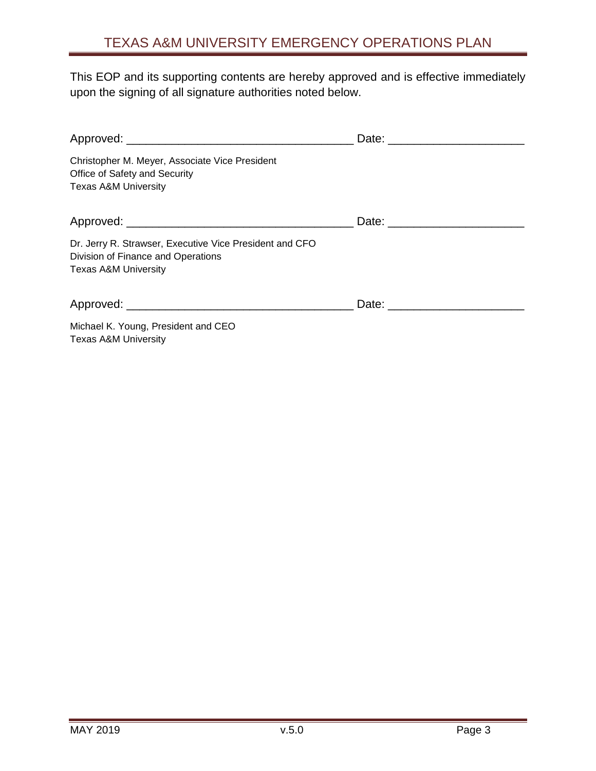This EOP and its supporting contents are hereby approved and is effective immediately upon the signing of all signature authorities noted below.

Approved: ___________________________________ Date: _____________________

Christopher M. Meyer, Associate Vice President
Office of Safety and Security
Texas A&M University

Approved: ___________________________________ Date: _____________________

Dr. Jerry R. Strawser, Executive Vice President and CFO
Division of Finance and Operations
Texas A&M University

Approved: ___________________________________ Date: _____________________

Michael K. Young, President and CEO
Texas A&M University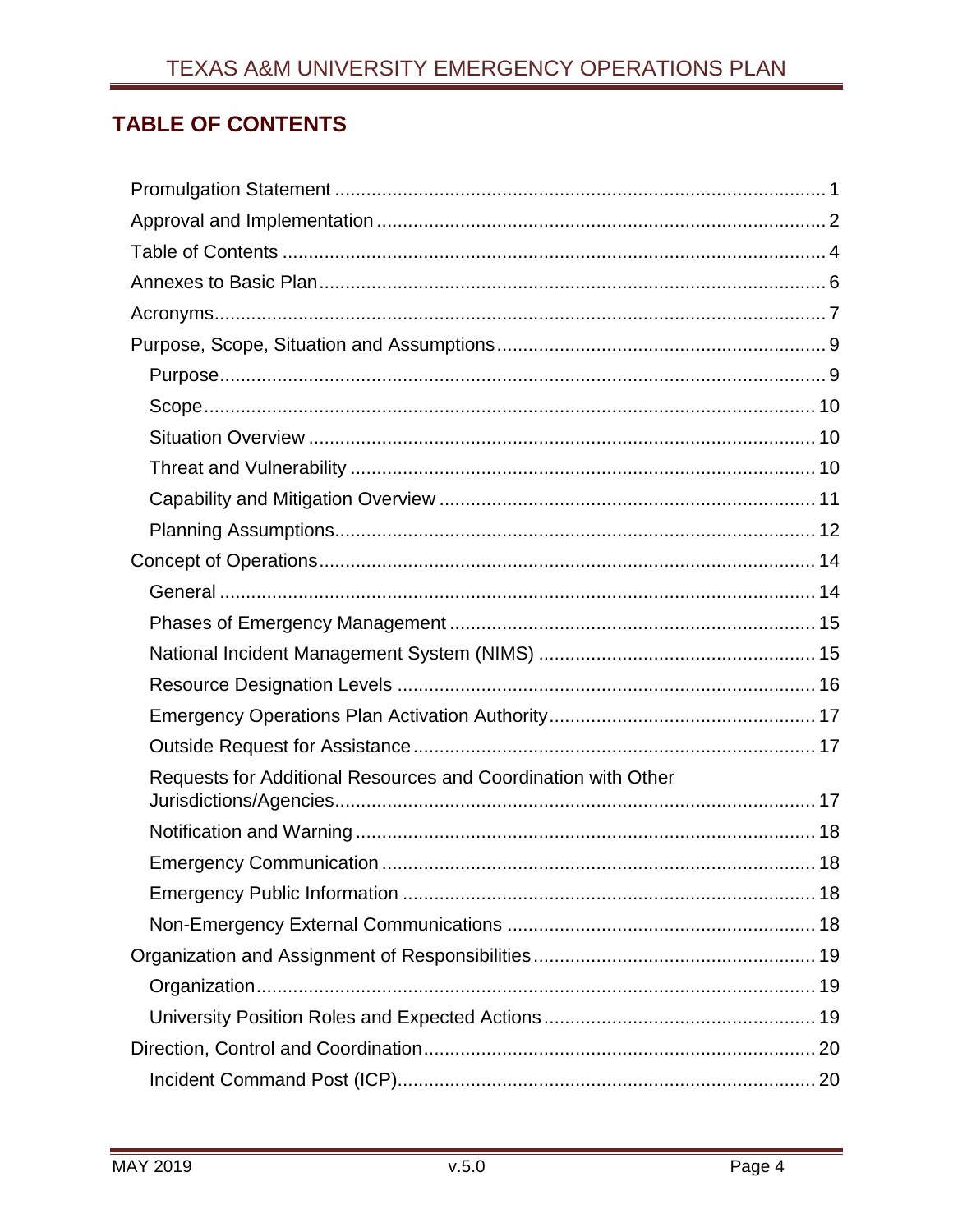## TABLE OF CONTENTS

- Promulgation Statement ............ 1
- Approval and Implementation ............ 2
- Table of Contents ............ 4
- Annexes to Basic Plan ............ 6
- Acronyms ............ 7
- Purpose, Scope, Situation and Assumptions ............ 9
  - Purpose ............ 9
  - Scope ............ 10
  - Situation Overview ............ 10
  - Threat and Vulnerability ............ 10
  - Capability and Mitigation Overview ............ 11
  - Planning Assumptions ............ 12
- Concept of Operations ............ 14
  - General ............ 14
  - Phases of Emergency Management ............ 15
  - National Incident Management System (NIMS) ............ 15
  - Resource Designation Levels ............ 16
  - Emergency Operations Plan Activation Authority ............ 17
  - Outside Request for Assistance ............ 17
  - Requests for Additional Resources and Coordination with Other Jurisdictions/Agencies ............ 17
  - Notification and Warning ............ 18
  - Emergency Communication ............ 18
  - Emergency Public Information ............ 18
  - Non-Emergency External Communications ............ 18
- Organization and Assignment of Responsibilities ............ 19
  - Organization ............ 19
  - University Position Roles and Expected Actions ............ 19
- Direction, Control and Coordination ............ 20
  - Incident Command Post (ICP) ............ 20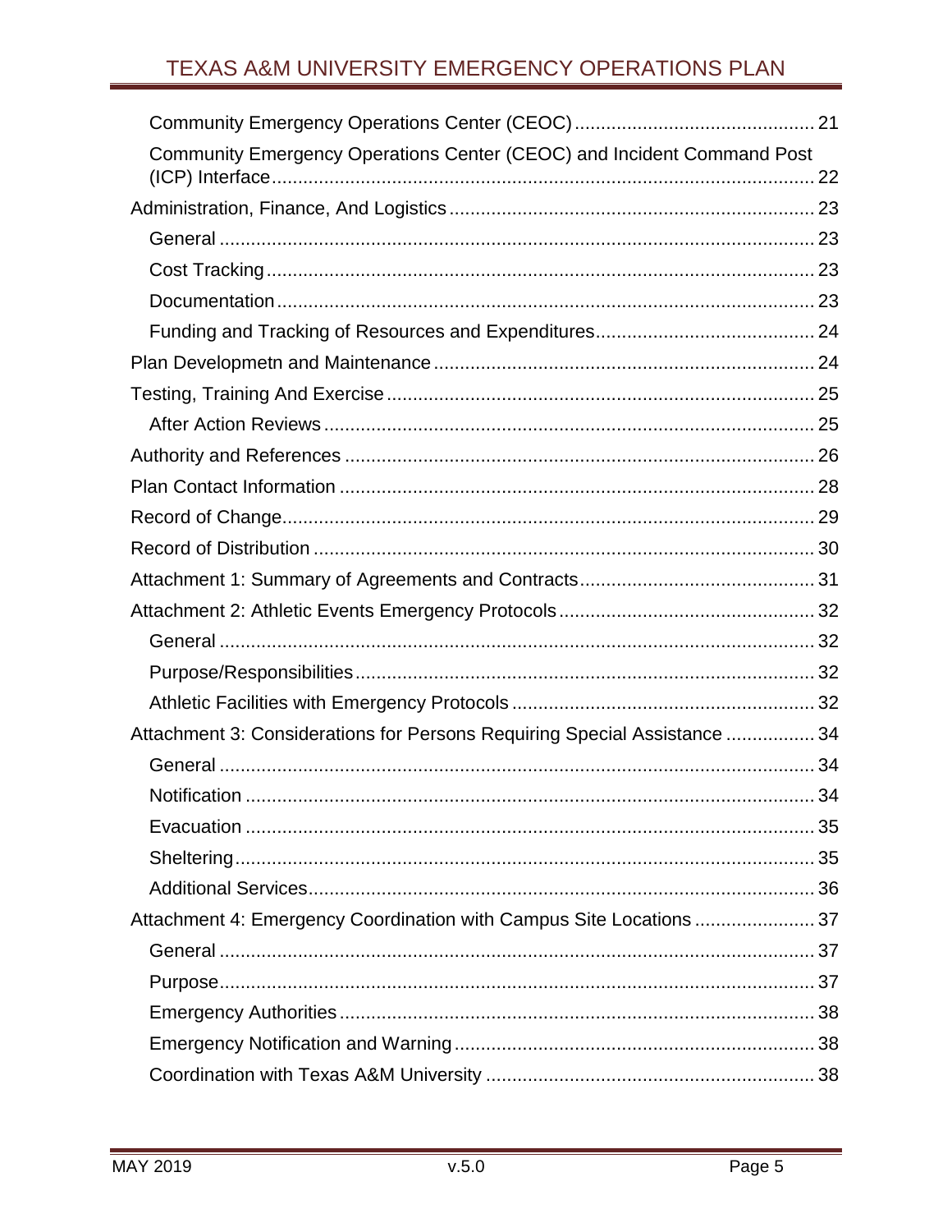- Community Emergency Operations Center (CEOC) ... 21
- Community Emergency Operations Center (CEOC) and Incident Command Post (ICP) Interface ... 22

Administration, Finance, And Logistics ... 23

- General ... 23
- Cost Tracking ... 23
- Documentation ... 23
- Funding and Tracking of Resources and Expenditures ... 24

Plan Developmetn and Maintenance ... 24

Testing, Training And Exercise ... 25

- After Action Reviews ... 25

Authority and References ... 26

Plan Contact Information ... 28

Record of Change ... 29

Record of Distribution ... 30

Attachment 1: Summary of Agreements and Contracts ... 31

Attachment 2: Athletic Events Emergency Protocols ... 32

- General ... 32
- Purpose/Responsibilities ... 32
- Athletic Facilities with Emergency Protocols ... 32

Attachment 3: Considerations for Persons Requiring Special Assistance ... 34

- General ... 34
- Notification ... 34
- Evacuation ... 35
- Sheltering ... 35
- Additional Services ... 36

Attachment 4: Emergency Coordination with Campus Site Locations ... 37

- General ... 37
- Purpose ... 37
- Emergency Authorities ... 38
- Emergency Notification and Warning ... 38
- Coordination with Texas A&M University ... 38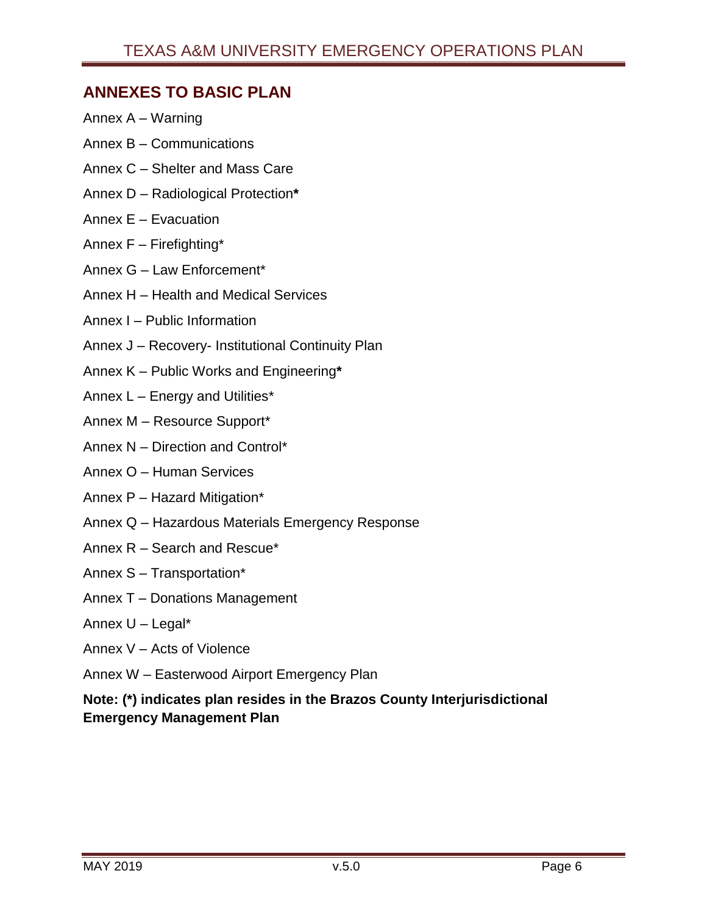## ANNEXES TO BASIC PLAN

Annex A – Warning

Annex B – Communications

Annex C – Shelter and Mass Care

Annex D – Radiological Protection*

Annex E – Evacuation

Annex F – Firefighting*

Annex G – Law Enforcement*

Annex H – Health and Medical Services

Annex I – Public Information

Annex J – Recovery- Institutional Continuity Plan

Annex K – Public Works and Engineering*

Annex L – Energy and Utilities*

Annex M – Resource Support*

Annex N – Direction and Control*

Annex O – Human Services

Annex P – Hazard Mitigation*

Annex Q – Hazardous Materials Emergency Response

Annex R – Search and Rescue*

Annex S – Transportation*

Annex T – Donations Management

Annex U – Legal*

Annex V – Acts of Violence

Annex W – Easterwood Airport Emergency Plan

**Note: (*) indicates plan resides in the Brazos County Interjurisdictional Emergency Management Plan**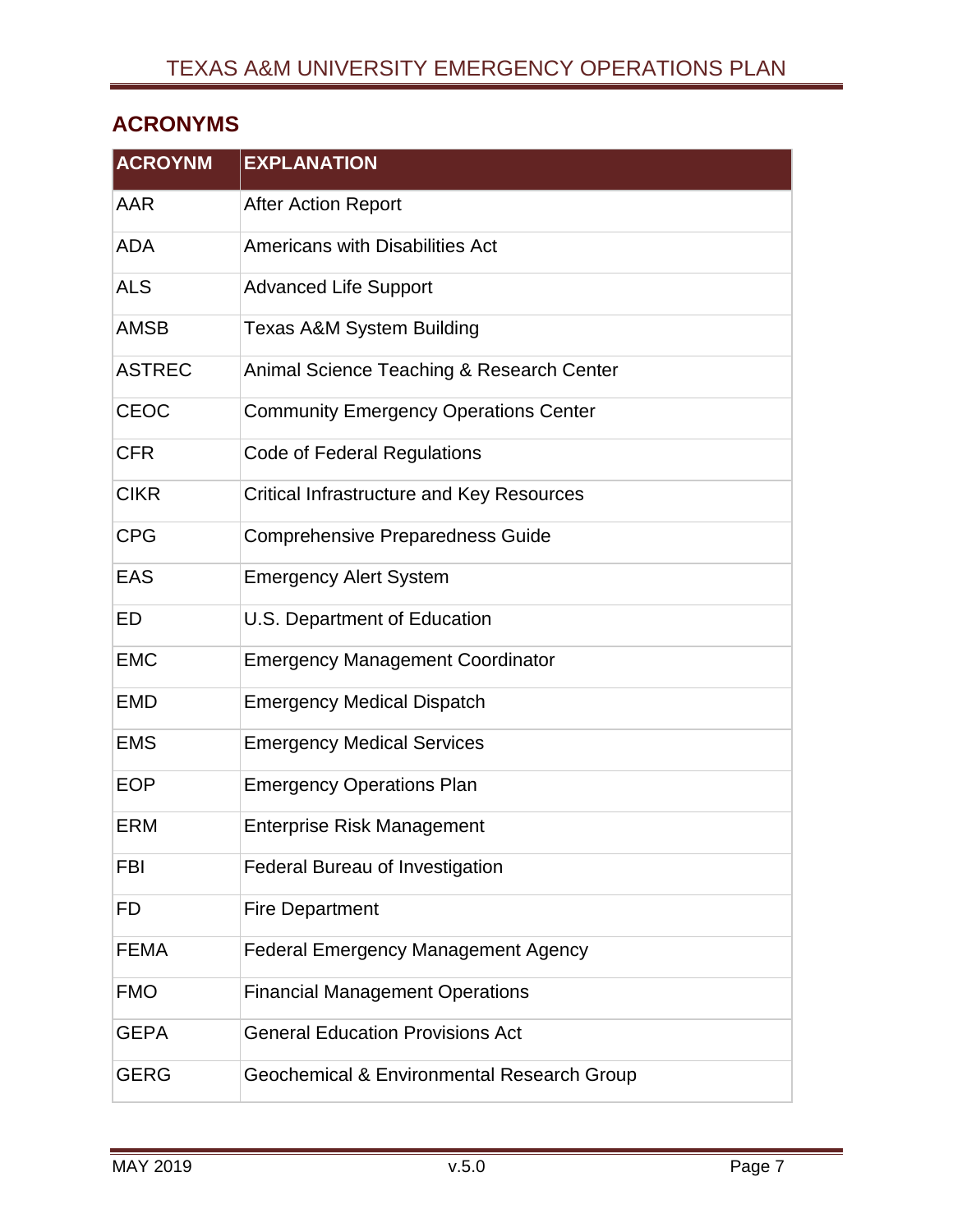## ACRONYMS

| ACROYNM | EXPLANATION |
|---|---|
| AAR | After Action Report |
| ADA | Americans with Disabilities Act |
| ALS | Advanced Life Support |
| AMSB | Texas A&M System Building |
| ASTREC | Animal Science Teaching & Research Center |
| CEOC | Community Emergency Operations Center |
| CFR | Code of Federal Regulations |
| CIKR | Critical Infrastructure and Key Resources |
| CPG | Comprehensive Preparedness Guide |
| EAS | Emergency Alert System |
| ED | U.S. Department of Education |
| EMC | Emergency Management Coordinator |
| EMD | Emergency Medical Dispatch |
| EMS | Emergency Medical Services |
| EOP | Emergency Operations Plan |
| ERM | Enterprise Risk Management |
| FBI | Federal Bureau of Investigation |
| FD | Fire Department |
| FEMA | Federal Emergency Management Agency |
| FMO | Financial Management Operations |
| GEPA | General Education Provisions Act |
| GERG | Geochemical & Environmental Research Group |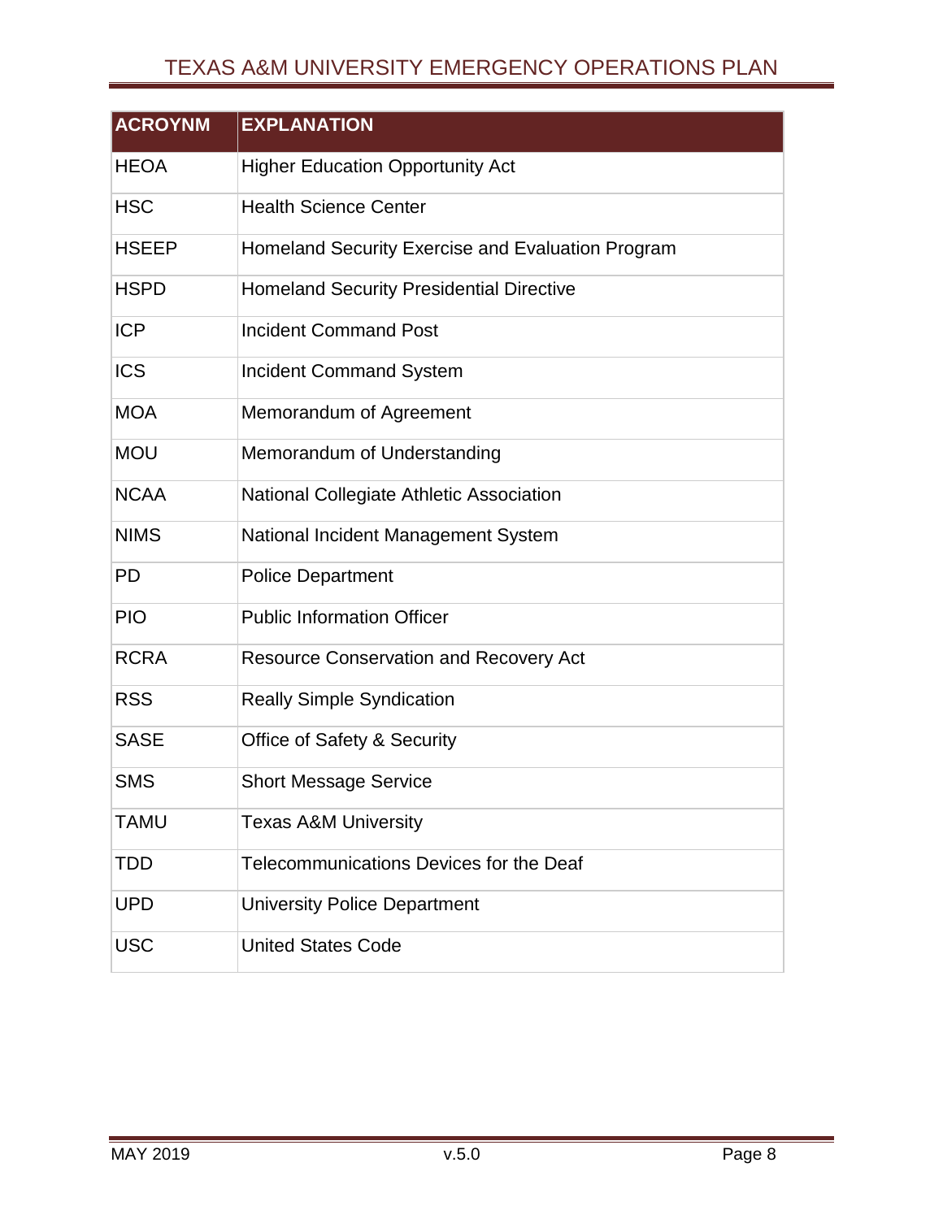| ACROYNM | EXPLANATION |
|---|---|
| HEOA | Higher Education Opportunity Act |
| HSC | Health Science Center |
| HSEEP | Homeland Security Exercise and Evaluation Program |
| HSPD | Homeland Security Presidential Directive |
| ICP | Incident Command Post |
| ICS | Incident Command System |
| MOA | Memorandum of Agreement |
| MOU | Memorandum of Understanding |
| NCAA | National Collegiate Athletic Association |
| NIMS | National Incident Management System |
| PD | Police Department |
| PIO | Public Information Officer |
| RCRA | Resource Conservation and Recovery Act |
| RSS | Really Simple Syndication |
| SASE | Office of Safety & Security |
| SMS | Short Message Service |
| TAMU | Texas A&M University |
| TDD | Telecommunications Devices for the Deaf |
| UPD | University Police Department |
| USC | United States Code |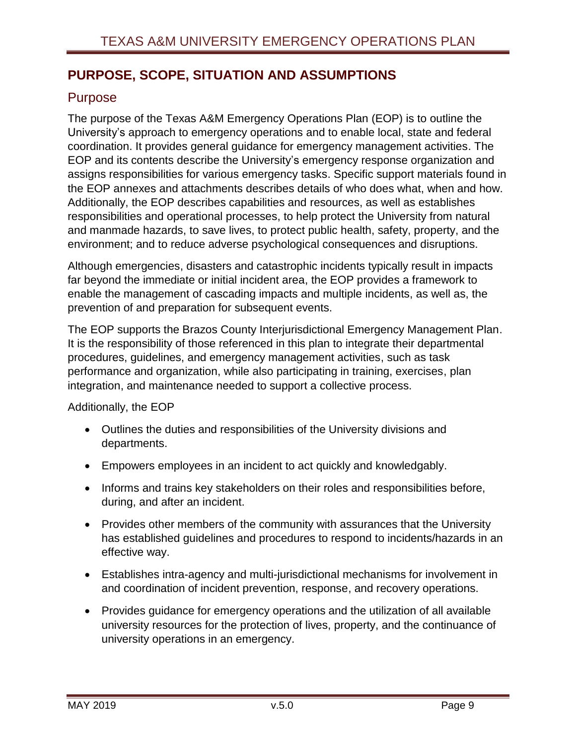## PURPOSE, SCOPE, SITUATION AND ASSUMPTIONS

### Purpose

The purpose of the Texas A&M Emergency Operations Plan (EOP) is to outline the University's approach to emergency operations and to enable local, state and federal coordination. It provides general guidance for emergency management activities. The EOP and its contents describe the University's emergency response organization and assigns responsibilities for various emergency tasks. Specific support materials found in the EOP annexes and attachments describes details of who does what, when and how. Additionally, the EOP describes capabilities and resources, as well as establishes responsibilities and operational processes, to help protect the University from natural and manmade hazards, to save lives, to protect public health, safety, property, and the environment; and to reduce adverse psychological consequences and disruptions.

Although emergencies, disasters and catastrophic incidents typically result in impacts far beyond the immediate or initial incident area, the EOP provides a framework to enable the management of cascading impacts and multiple incidents, as well as, the prevention of and preparation for subsequent events.

The EOP supports the Brazos County Interjurisdictional Emergency Management Plan. It is the responsibility of those referenced in this plan to integrate their departmental procedures, guidelines, and emergency management activities, such as task performance and organization, while also participating in training, exercises, plan integration, and maintenance needed to support a collective process.

Additionally, the EOP

- Outlines the duties and responsibilities of the University divisions and departments.
- Empowers employees in an incident to act quickly and knowledgably.
- Informs and trains key stakeholders on their roles and responsibilities before, during, and after an incident.
- Provides other members of the community with assurances that the University has established guidelines and procedures to respond to incidents/hazards in an effective way.
- Establishes intra-agency and multi-jurisdictional mechanisms for involvement in and coordination of incident prevention, response, and recovery operations.
- Provides guidance for emergency operations and the utilization of all available university resources for the protection of lives, property, and the continuance of university operations in an emergency.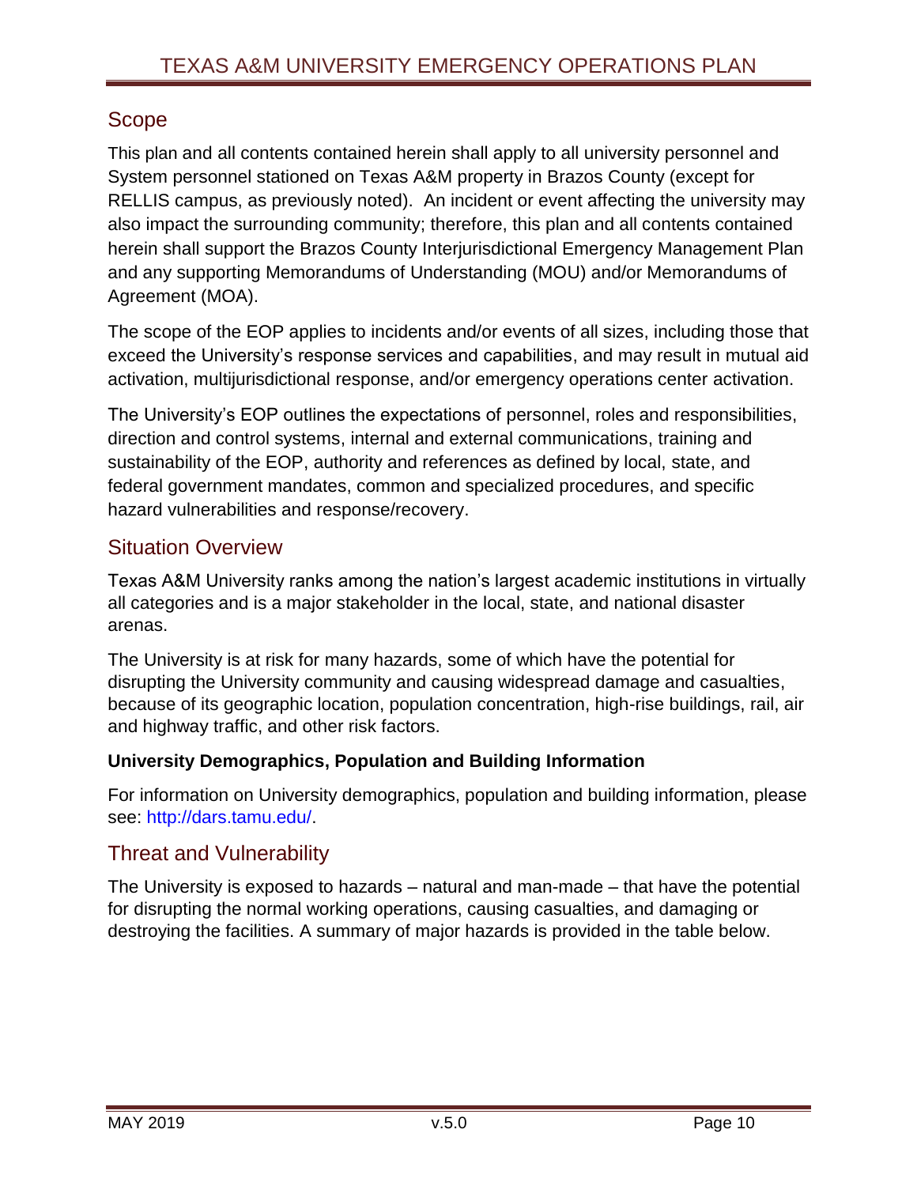## Scope

This plan and all contents contained herein shall apply to all university personnel and System personnel stationed on Texas A&M property in Brazos County (except for RELLIS campus, as previously noted). An incident or event affecting the university may also impact the surrounding community; therefore, this plan and all contents contained herein shall support the Brazos County Interjurisdictional Emergency Management Plan and any supporting Memorandums of Understanding (MOU) and/or Memorandums of Agreement (MOA).

The scope of the EOP applies to incidents and/or events of all sizes, including those that exceed the University's response services and capabilities, and may result in mutual aid activation, multijurisdictional response, and/or emergency operations center activation.

The University's EOP outlines the expectations of personnel, roles and responsibilities, direction and control systems, internal and external communications, training and sustainability of the EOP, authority and references as defined by local, state, and federal government mandates, common and specialized procedures, and specific hazard vulnerabilities and response/recovery.

## Situation Overview

Texas A&M University ranks among the nation's largest academic institutions in virtually all categories and is a major stakeholder in the local, state, and national disaster arenas.

The University is at risk for many hazards, some of which have the potential for disrupting the University community and causing widespread damage and casualties, because of its geographic location, population concentration, high-rise buildings, rail, air and highway traffic, and other risk factors.

**University Demographics, Population and Building Information**

For information on University demographics, population and building information, please see: http://dars.tamu.edu/.

## Threat and Vulnerability

The University is exposed to hazards – natural and man-made – that have the potential for disrupting the normal working operations, causing casualties, and damaging or destroying the facilities. A summary of major hazards is provided in the table below.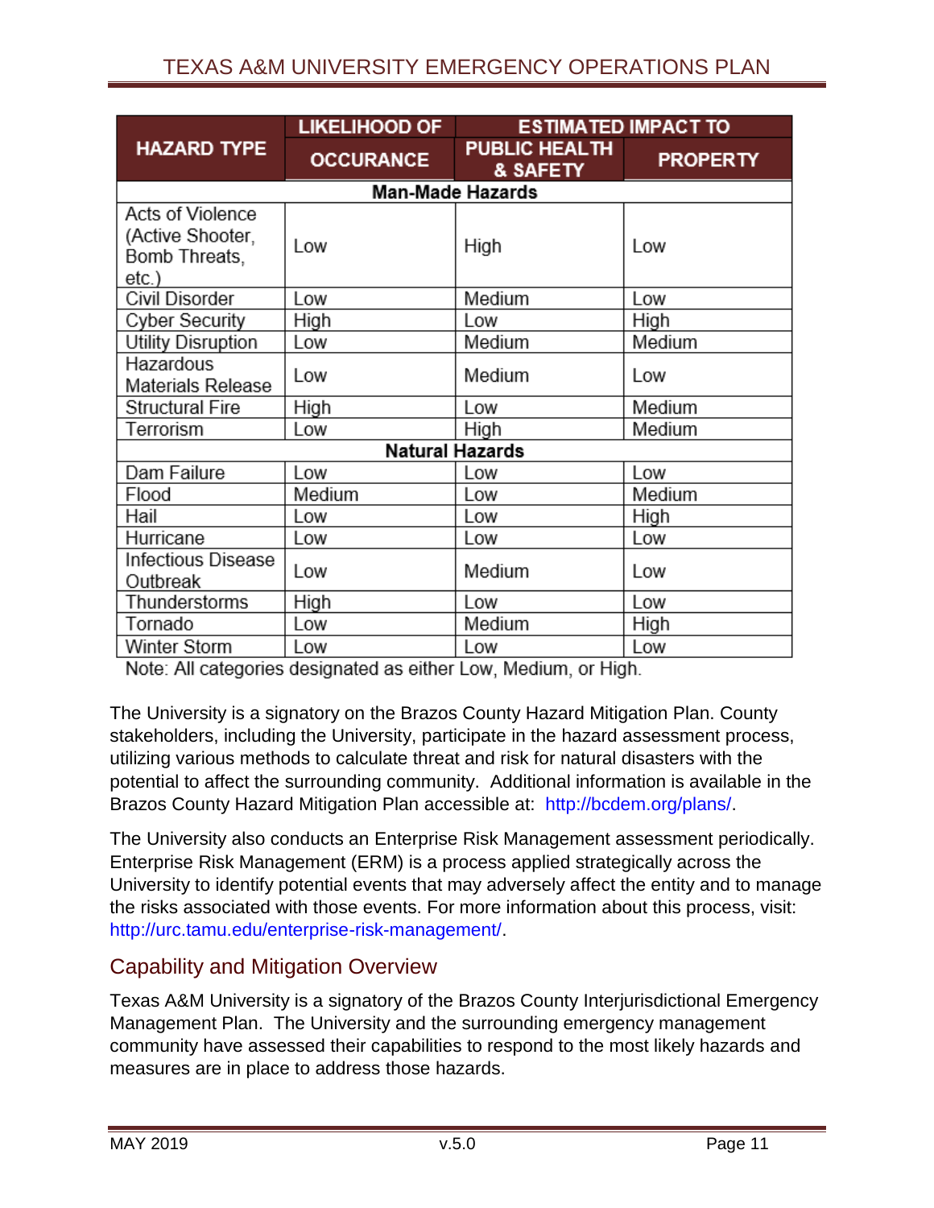| HAZARD TYPE | LIKELIHOOD OF OCCURANCE | ESTIMATED IMPACT TO PUBLIC HEALTH & SAFETY | ESTIMATED IMPACT TO PROPERTY |
|---|---|---|---|
| **Man-Made Hazards** | | | |
| Acts of Violence (Active Shooter, Bomb Threats, etc.) | Low | High | Low |
| Civil Disorder | Low | Medium | Low |
| Cyber Security | High | Low | High |
| Utility Disruption | Low | Medium | Medium |
| Hazardous Materials Release | Low | Medium | Low |
| Structural Fire | High | Low | Medium |
| Terrorism | Low | High | Medium |
| **Natural Hazards** | | | |
| Dam Failure | Low | Low | Low |
| Flood | Medium | Low | Medium |
| Hail | Low | Low | High |
| Hurricane | Low | Low | Low |
| Infectious Disease Outbreak | Low | Medium | Low |
| Thunderstorms | High | Low | Low |
| Tornado | Low | Medium | High |
| Winter Storm | Low | Low | Low |

Note: All categories designated as either Low, Medium, or High.

The University is a signatory on the Brazos County Hazard Mitigation Plan. County stakeholders, including the University, participate in the hazard assessment process, utilizing various methods to calculate threat and risk for natural disasters with the potential to affect the surrounding community. Additional information is available in the Brazos County Hazard Mitigation Plan accessible at: http://bcdem.org/plans/.

The University also conducts an Enterprise Risk Management assessment periodically. Enterprise Risk Management (ERM) is a process applied strategically across the University to identify potential events that may adversely affect the entity and to manage the risks associated with those events. For more information about this process, visit: http://urc.tamu.edu/enterprise-risk-management/.

## Capability and Mitigation Overview

Texas A&M University is a signatory of the Brazos County Interjurisdictional Emergency Management Plan. The University and the surrounding emergency management community have assessed their capabilities to respond to the most likely hazards and measures are in place to address those hazards.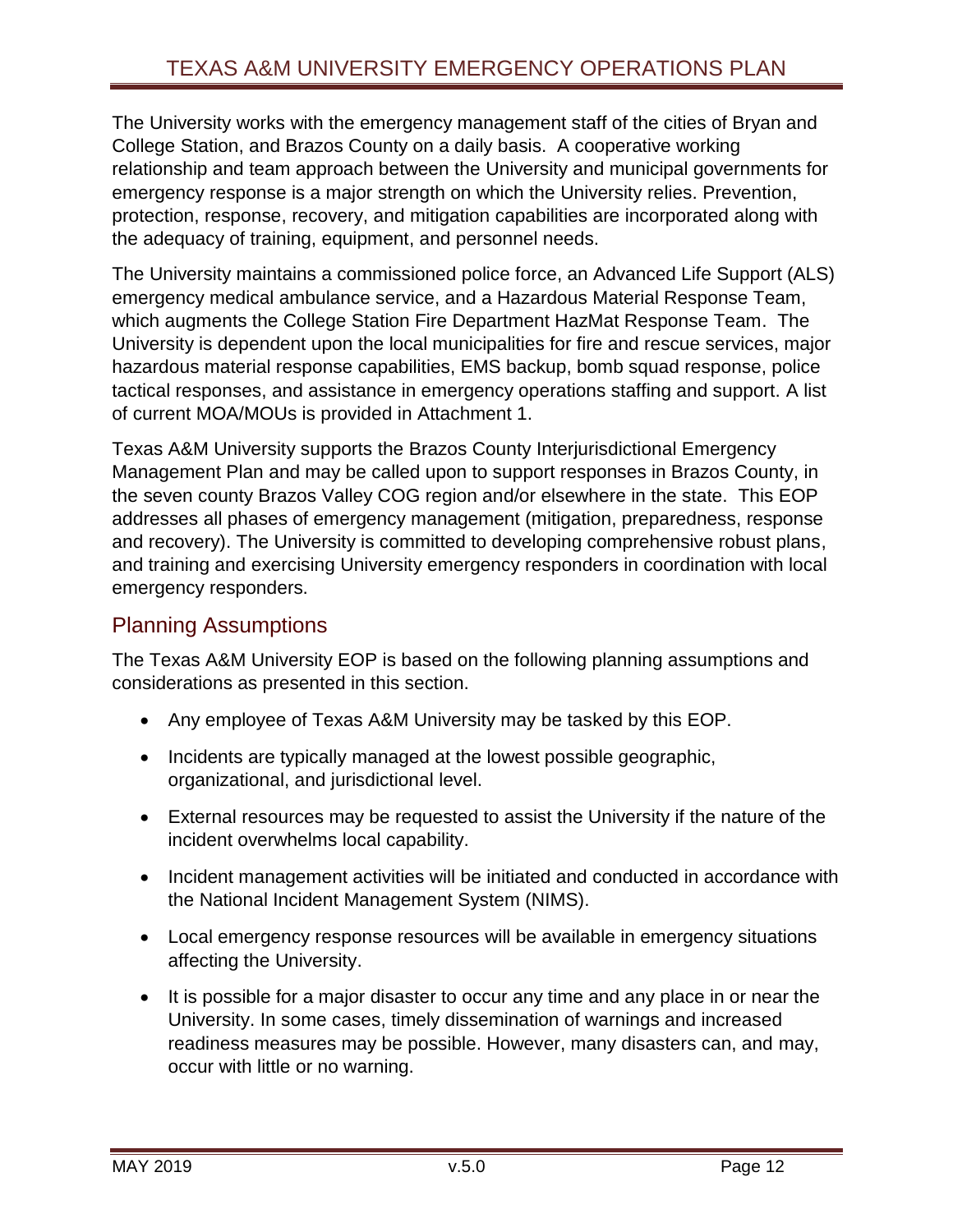The University works with the emergency management staff of the cities of Bryan and College Station, and Brazos County on a daily basis. A cooperative working relationship and team approach between the University and municipal governments for emergency response is a major strength on which the University relies. Prevention, protection, response, recovery, and mitigation capabilities are incorporated along with the adequacy of training, equipment, and personnel needs.

The University maintains a commissioned police force, an Advanced Life Support (ALS) emergency medical ambulance service, and a Hazardous Material Response Team, which augments the College Station Fire Department HazMat Response Team. The University is dependent upon the local municipalities for fire and rescue services, major hazardous material response capabilities, EMS backup, bomb squad response, police tactical responses, and assistance in emergency operations staffing and support. A list of current MOA/MOUs is provided in Attachment 1.

Texas A&M University supports the Brazos County Interjurisdictional Emergency Management Plan and may be called upon to support responses in Brazos County, in the seven county Brazos Valley COG region and/or elsewhere in the state. This EOP addresses all phases of emergency management (mitigation, preparedness, response and recovery). The University is committed to developing comprehensive robust plans, and training and exercising University emergency responders in coordination with local emergency responders.

## Planning Assumptions

The Texas A&M University EOP is based on the following planning assumptions and considerations as presented in this section.

- Any employee of Texas A&M University may be tasked by this EOP.
- Incidents are typically managed at the lowest possible geographic, organizational, and jurisdictional level.
- External resources may be requested to assist the University if the nature of the incident overwhelms local capability.
- Incident management activities will be initiated and conducted in accordance with the National Incident Management System (NIMS).
- Local emergency response resources will be available in emergency situations affecting the University.
- It is possible for a major disaster to occur any time and any place in or near the University. In some cases, timely dissemination of warnings and increased readiness measures may be possible. However, many disasters can, and may, occur with little or no warning.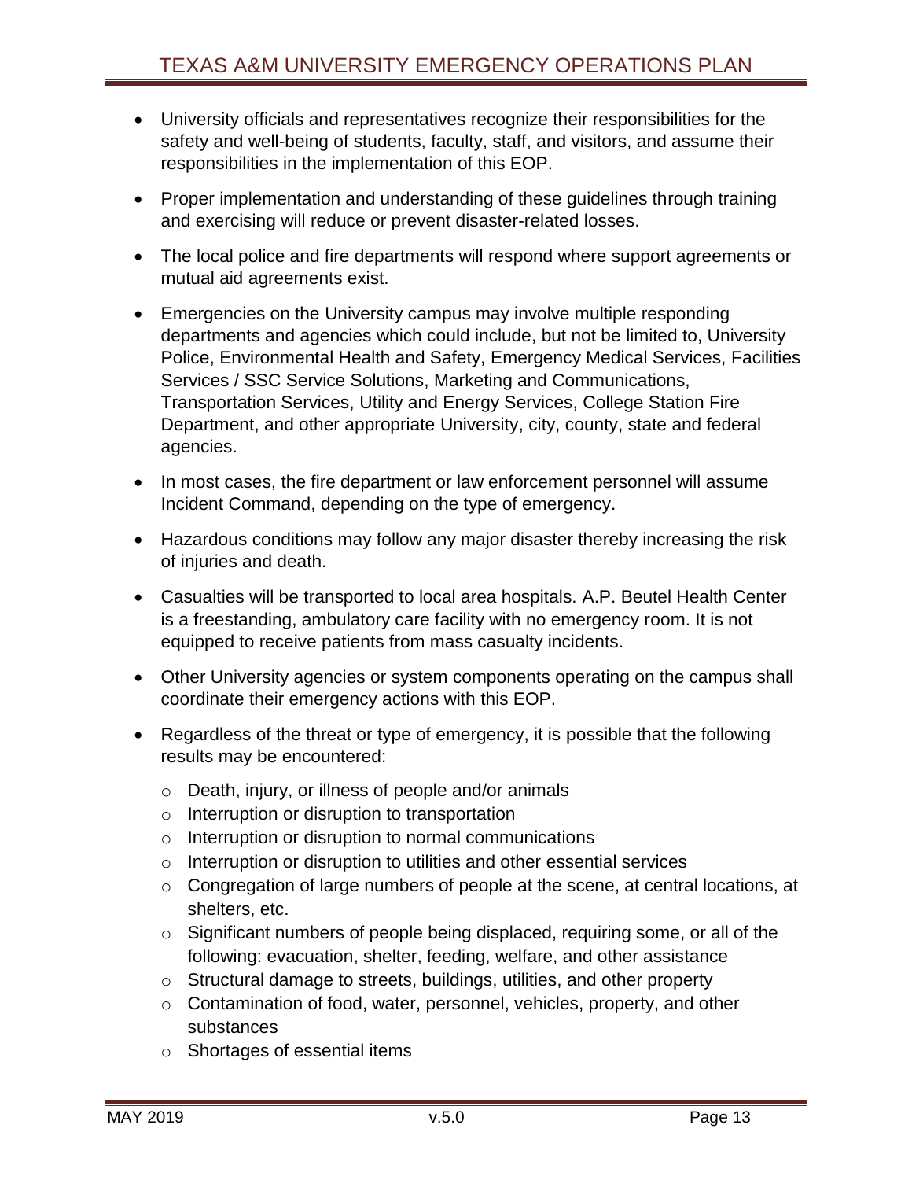- University officials and representatives recognize their responsibilities for the safety and well-being of students, faculty, staff, and visitors, and assume their responsibilities in the implementation of this EOP.
- Proper implementation and understanding of these guidelines through training and exercising will reduce or prevent disaster-related losses.
- The local police and fire departments will respond where support agreements or mutual aid agreements exist.
- Emergencies on the University campus may involve multiple responding departments and agencies which could include, but not be limited to, University Police, Environmental Health and Safety, Emergency Medical Services, Facilities Services / SSC Service Solutions, Marketing and Communications, Transportation Services, Utility and Energy Services, College Station Fire Department, and other appropriate University, city, county, state and federal agencies.
- In most cases, the fire department or law enforcement personnel will assume Incident Command, depending on the type of emergency.
- Hazardous conditions may follow any major disaster thereby increasing the risk of injuries and death.
- Casualties will be transported to local area hospitals. A.P. Beutel Health Center is a freestanding, ambulatory care facility with no emergency room. It is not equipped to receive patients from mass casualty incidents.
- Other University agencies or system components operating on the campus shall coordinate their emergency actions with this EOP.
- Regardless of the threat or type of emergency, it is possible that the following results may be encountered:
  - Death, injury, or illness of people and/or animals
  - Interruption or disruption to transportation
  - Interruption or disruption to normal communications
  - Interruption or disruption to utilities and other essential services
  - Congregation of large numbers of people at the scene, at central locations, at shelters, etc.
  - Significant numbers of people being displaced, requiring some, or all of the following: evacuation, shelter, feeding, welfare, and other assistance
  - Structural damage to streets, buildings, utilities, and other property
  - Contamination of food, water, personnel, vehicles, property, and other substances
  - Shortages of essential items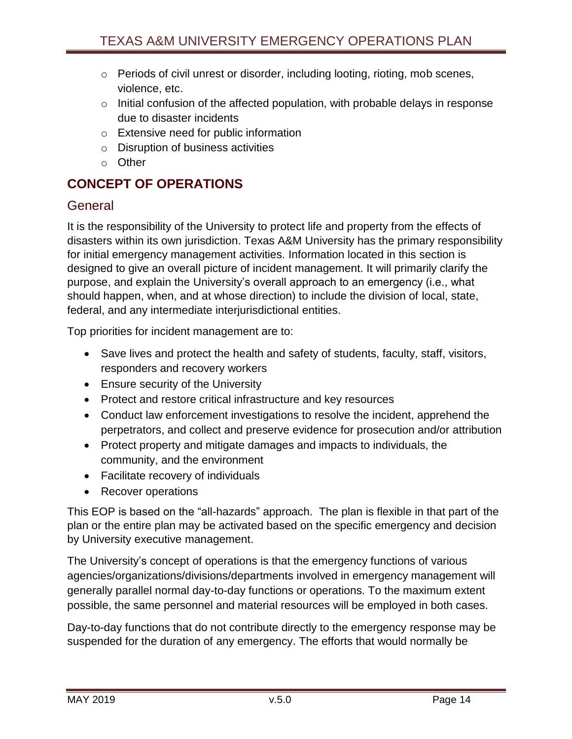- Periods of civil unrest or disorder, including looting, rioting, mob scenes, violence, etc.
- Initial confusion of the affected population, with probable delays in response due to disaster incidents
- Extensive need for public information
- Disruption of business activities
- Other

## CONCEPT OF OPERATIONS

### General

It is the responsibility of the University to protect life and property from the effects of disasters within its own jurisdiction. Texas A&M University has the primary responsibility for initial emergency management activities. Information located in this section is designed to give an overall picture of incident management. It will primarily clarify the purpose, and explain the University's overall approach to an emergency (i.e., what should happen, when, and at whose direction) to include the division of local, state, federal, and any intermediate interjurisdictional entities.

Top priorities for incident management are to:

- Save lives and protect the health and safety of students, faculty, staff, visitors, responders and recovery workers
- Ensure security of the University
- Protect and restore critical infrastructure and key resources
- Conduct law enforcement investigations to resolve the incident, apprehend the perpetrators, and collect and preserve evidence for prosecution and/or attribution
- Protect property and mitigate damages and impacts to individuals, the community, and the environment
- Facilitate recovery of individuals
- Recover operations

This EOP is based on the "all-hazards" approach. The plan is flexible in that part of the plan or the entire plan may be activated based on the specific emergency and decision by University executive management.

The University's concept of operations is that the emergency functions of various agencies/organizations/divisions/departments involved in emergency management will generally parallel normal day-to-day functions or operations. To the maximum extent possible, the same personnel and material resources will be employed in both cases.

Day-to-day functions that do not contribute directly to the emergency response may be suspended for the duration of any emergency. The efforts that would normally be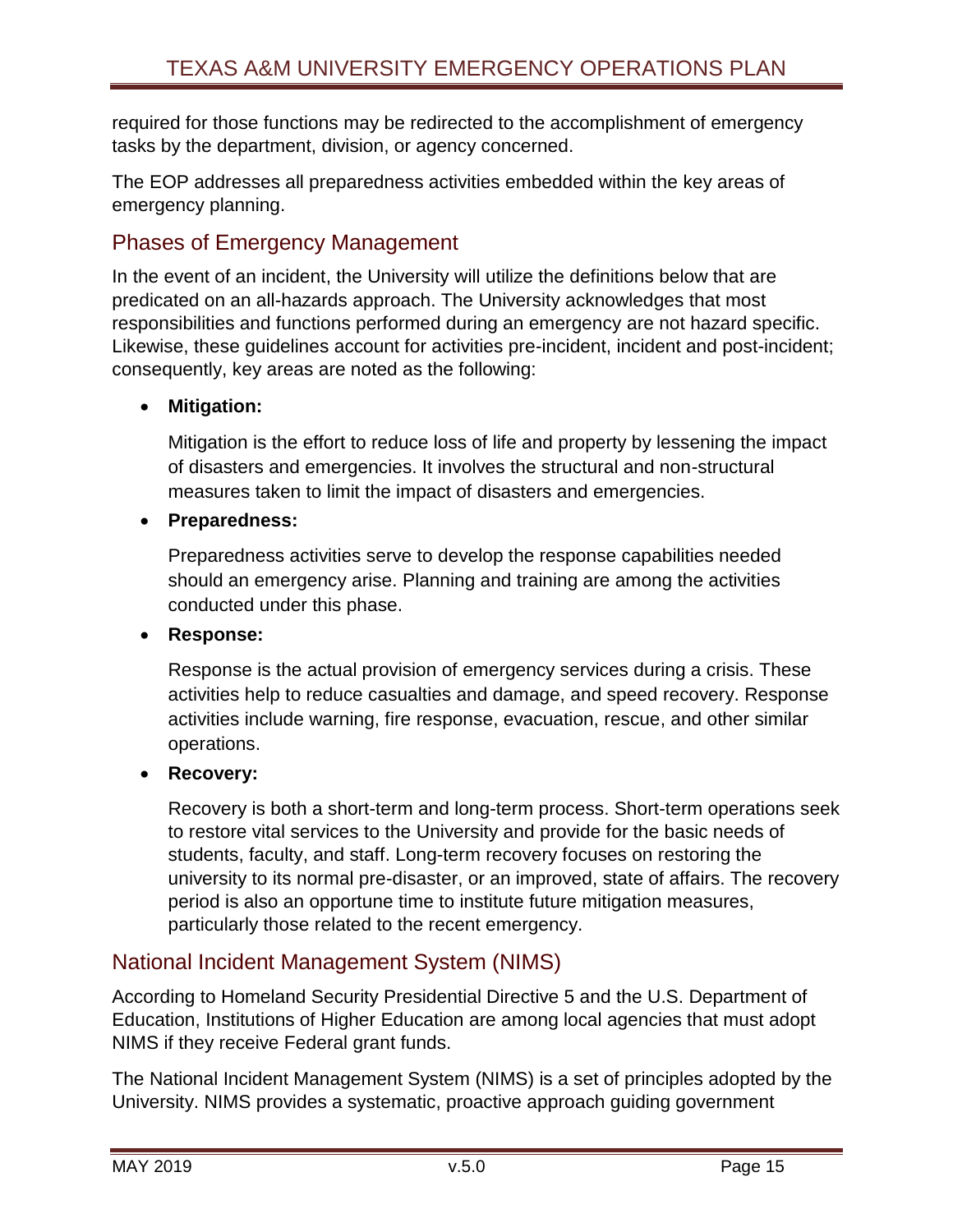required for those functions may be redirected to the accomplishment of emergency tasks by the department, division, or agency concerned.

The EOP addresses all preparedness activities embedded within the key areas of emergency planning.

## Phases of Emergency Management

In the event of an incident, the University will utilize the definitions below that are predicated on an all-hazards approach. The University acknowledges that most responsibilities and functions performed during an emergency are not hazard specific. Likewise, these guidelines account for activities pre-incident, incident and post-incident; consequently, key areas are noted as the following:

- **Mitigation:**

  Mitigation is the effort to reduce loss of life and property by lessening the impact of disasters and emergencies. It involves the structural and non-structural measures taken to limit the impact of disasters and emergencies.

- **Preparedness:**

  Preparedness activities serve to develop the response capabilities needed should an emergency arise. Planning and training are among the activities conducted under this phase.

- **Response:**

  Response is the actual provision of emergency services during a crisis. These activities help to reduce casualties and damage, and speed recovery. Response activities include warning, fire response, evacuation, rescue, and other similar operations.

- **Recovery:**

  Recovery is both a short-term and long-term process. Short-term operations seek to restore vital services to the University and provide for the basic needs of students, faculty, and staff. Long-term recovery focuses on restoring the university to its normal pre-disaster, or an improved, state of affairs. The recovery period is also an opportune time to institute future mitigation measures, particularly those related to the recent emergency.

## National Incident Management System (NIMS)

According to Homeland Security Presidential Directive 5 and the U.S. Department of Education, Institutions of Higher Education are among local agencies that must adopt NIMS if they receive Federal grant funds.

The National Incident Management System (NIMS) is a set of principles adopted by the University. NIMS provides a systematic, proactive approach guiding government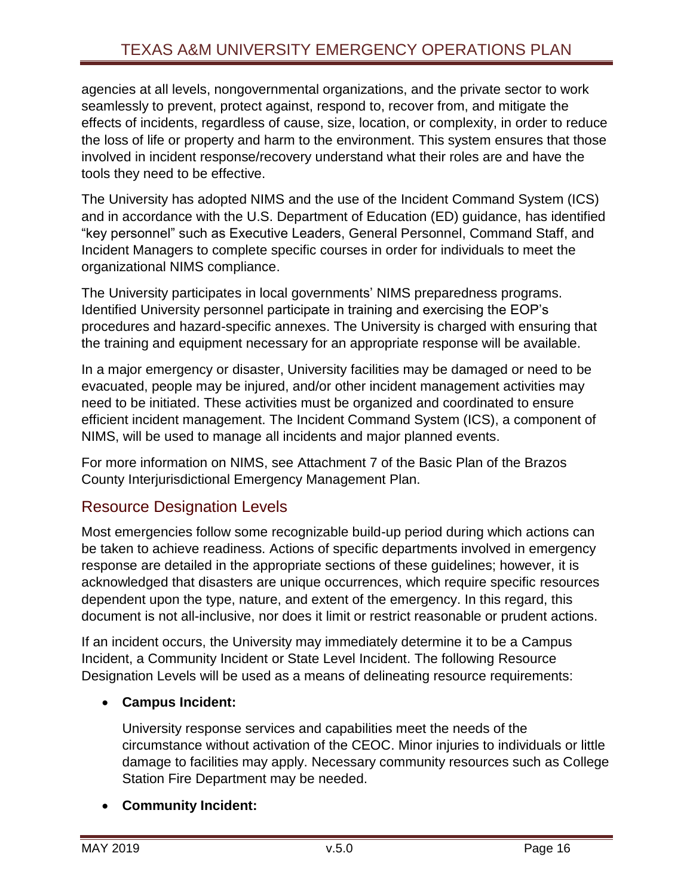agencies at all levels, nongovernmental organizations, and the private sector to work seamlessly to prevent, protect against, respond to, recover from, and mitigate the effects of incidents, regardless of cause, size, location, or complexity, in order to reduce the loss of life or property and harm to the environment. This system ensures that those involved in incident response/recovery understand what their roles are and have the tools they need to be effective.

The University has adopted NIMS and the use of the Incident Command System (ICS) and in accordance with the U.S. Department of Education (ED) guidance, has identified "key personnel" such as Executive Leaders, General Personnel, Command Staff, and Incident Managers to complete specific courses in order for individuals to meet the organizational NIMS compliance.

The University participates in local governments' NIMS preparedness programs. Identified University personnel participate in training and exercising the EOP's procedures and hazard-specific annexes. The University is charged with ensuring that the training and equipment necessary for an appropriate response will be available.

In a major emergency or disaster, University facilities may be damaged or need to be evacuated, people may be injured, and/or other incident management activities may need to be initiated. These activities must be organized and coordinated to ensure efficient incident management. The Incident Command System (ICS), a component of NIMS, will be used to manage all incidents and major planned events.

For more information on NIMS, see Attachment 7 of the Basic Plan of the Brazos County Interjurisdictional Emergency Management Plan.

## Resource Designation Levels

Most emergencies follow some recognizable build-up period during which actions can be taken to achieve readiness. Actions of specific departments involved in emergency response are detailed in the appropriate sections of these guidelines; however, it is acknowledged that disasters are unique occurrences, which require specific resources dependent upon the type, nature, and extent of the emergency. In this regard, this document is not all-inclusive, nor does it limit or restrict reasonable or prudent actions.

If an incident occurs, the University may immediately determine it to be a Campus Incident, a Community Incident or State Level Incident. The following Resource Designation Levels will be used as a means of delineating resource requirements:

- **Campus Incident:**

  University response services and capabilities meet the needs of the circumstance without activation of the CEOC. Minor injuries to individuals or little damage to facilities may apply. Necessary community resources such as College Station Fire Department may be needed.

- **Community Incident:**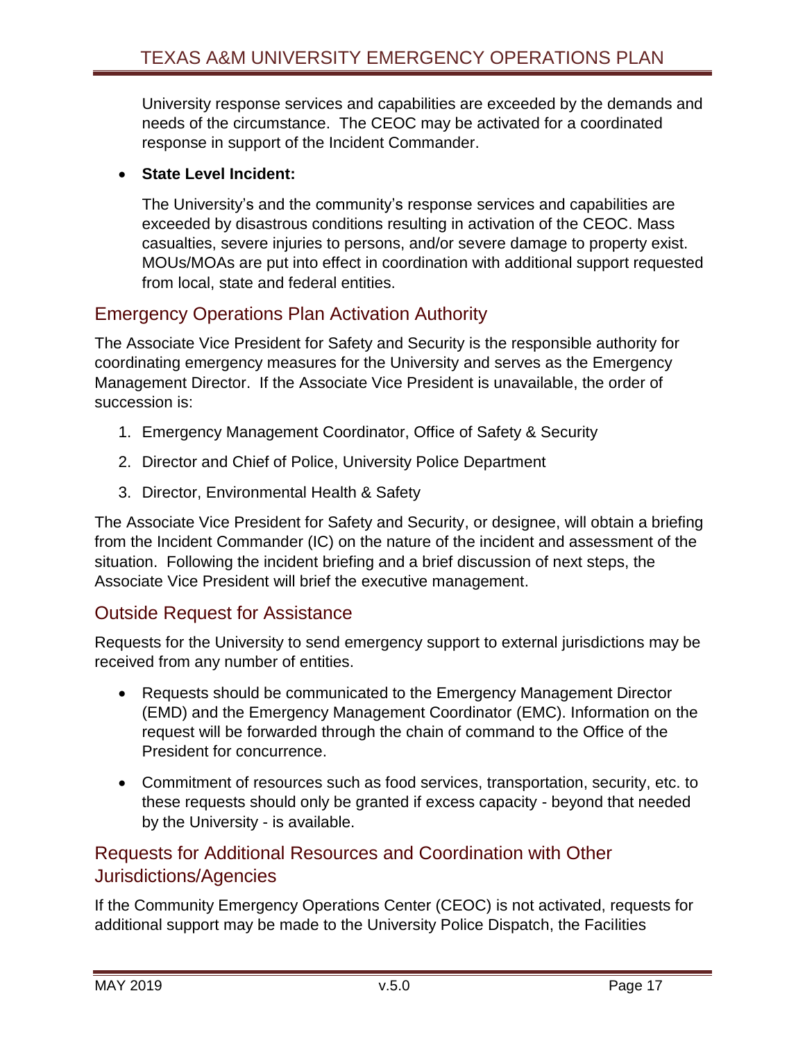University response services and capabilities are exceeded by the demands and needs of the circumstance. The CEOC may be activated for a coordinated response in support of the Incident Commander.

- **State Level Incident:**

  The University's and the community's response services and capabilities are exceeded by disastrous conditions resulting in activation of the CEOC. Mass casualties, severe injuries to persons, and/or severe damage to property exist. MOUs/MOAs are put into effect in coordination with additional support requested from local, state and federal entities.

## Emergency Operations Plan Activation Authority

The Associate Vice President for Safety and Security is the responsible authority for coordinating emergency measures for the University and serves as the Emergency Management Director. If the Associate Vice President is unavailable, the order of succession is:

1. Emergency Management Coordinator, Office of Safety & Security
2. Director and Chief of Police, University Police Department
3. Director, Environmental Health & Safety

The Associate Vice President for Safety and Security, or designee, will obtain a briefing from the Incident Commander (IC) on the nature of the incident and assessment of the situation. Following the incident briefing and a brief discussion of next steps, the Associate Vice President will brief the executive management.

## Outside Request for Assistance

Requests for the University to send emergency support to external jurisdictions may be received from any number of entities.

- Requests should be communicated to the Emergency Management Director (EMD) and the Emergency Management Coordinator (EMC). Information on the request will be forwarded through the chain of command to the Office of the President for concurrence.
- Commitment of resources such as food services, transportation, security, etc. to these requests should only be granted if excess capacity - beyond that needed by the University - is available.

## Requests for Additional Resources and Coordination with Other Jurisdictions/Agencies

If the Community Emergency Operations Center (CEOC) is not activated, requests for additional support may be made to the University Police Dispatch, the Facilities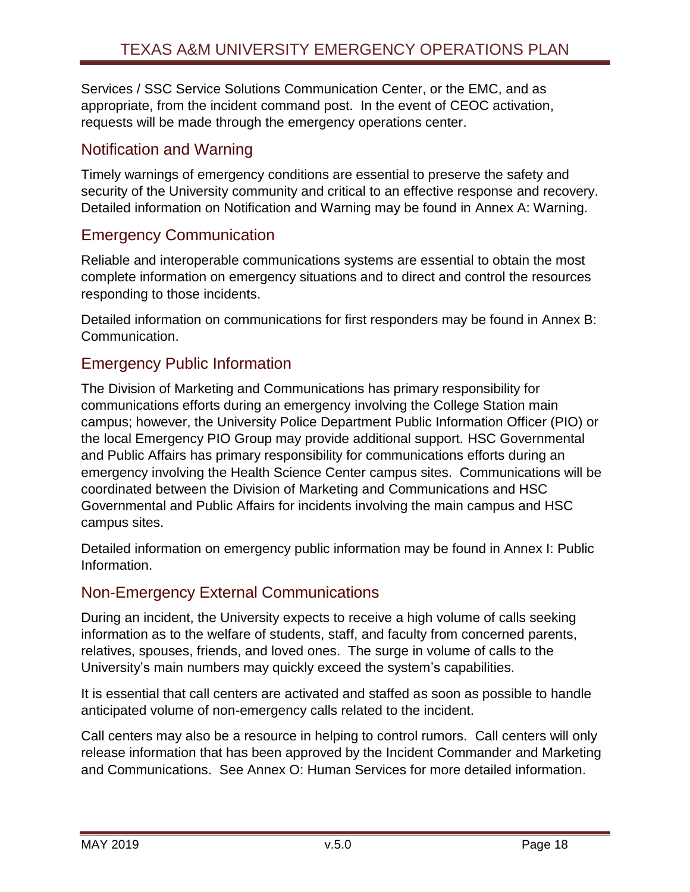Services / SSC Service Solutions Communication Center, or the EMC, and as appropriate, from the incident command post. In the event of CEOC activation, requests will be made through the emergency operations center.

## Notification and Warning

Timely warnings of emergency conditions are essential to preserve the safety and security of the University community and critical to an effective response and recovery. Detailed information on Notification and Warning may be found in Annex A: Warning.

## Emergency Communication

Reliable and interoperable communications systems are essential to obtain the most complete information on emergency situations and to direct and control the resources responding to those incidents.

Detailed information on communications for first responders may be found in Annex B: Communication.

## Emergency Public Information

The Division of Marketing and Communications has primary responsibility for communications efforts during an emergency involving the College Station main campus; however, the University Police Department Public Information Officer (PIO) or the local Emergency PIO Group may provide additional support. HSC Governmental and Public Affairs has primary responsibility for communications efforts during an emergency involving the Health Science Center campus sites. Communications will be coordinated between the Division of Marketing and Communications and HSC Governmental and Public Affairs for incidents involving the main campus and HSC campus sites.

Detailed information on emergency public information may be found in Annex I: Public Information.

## Non-Emergency External Communications

During an incident, the University expects to receive a high volume of calls seeking information as to the welfare of students, staff, and faculty from concerned parents, relatives, spouses, friends, and loved ones. The surge in volume of calls to the University's main numbers may quickly exceed the system's capabilities.

It is essential that call centers are activated and staffed as soon as possible to handle anticipated volume of non-emergency calls related to the incident.

Call centers may also be a resource in helping to control rumors. Call centers will only release information that has been approved by the Incident Commander and Marketing and Communications. See Annex O: Human Services for more detailed information.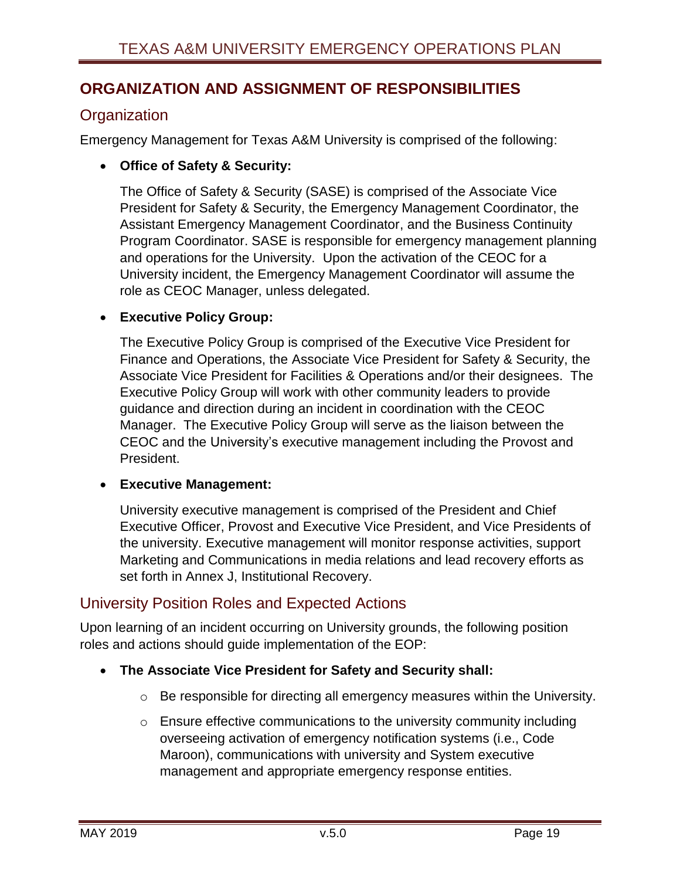## ORGANIZATION AND ASSIGNMENT OF RESPONSIBILITIES

### Organization

Emergency Management for Texas A&M University is comprised of the following:

- **Office of Safety & Security:**

  The Office of Safety & Security (SASE) is comprised of the Associate Vice President for Safety & Security, the Emergency Management Coordinator, the Assistant Emergency Management Coordinator, and the Business Continuity Program Coordinator. SASE is responsible for emergency management planning and operations for the University. Upon the activation of the CEOC for a University incident, the Emergency Management Coordinator will assume the role as CEOC Manager, unless delegated.

- **Executive Policy Group:**

  The Executive Policy Group is comprised of the Executive Vice President for Finance and Operations, the Associate Vice President for Safety & Security, the Associate Vice President for Facilities & Operations and/or their designees. The Executive Policy Group will work with other community leaders to provide guidance and direction during an incident in coordination with the CEOC Manager. The Executive Policy Group will serve as the liaison between the CEOC and the University's executive management including the Provost and President.

- **Executive Management:**

  University executive management is comprised of the President and Chief Executive Officer, Provost and Executive Vice President, and Vice Presidents of the university. Executive management will monitor response activities, support Marketing and Communications in media relations and lead recovery efforts as set forth in Annex J, Institutional Recovery.

### University Position Roles and Expected Actions

Upon learning of an incident occurring on University grounds, the following position roles and actions should guide implementation of the EOP:

- **The Associate Vice President for Safety and Security shall:**
  - Be responsible for directing all emergency measures within the University.
  - Ensure effective communications to the university community including overseeing activation of emergency notification systems (i.e., Code Maroon), communications with university and System executive management and appropriate emergency response entities.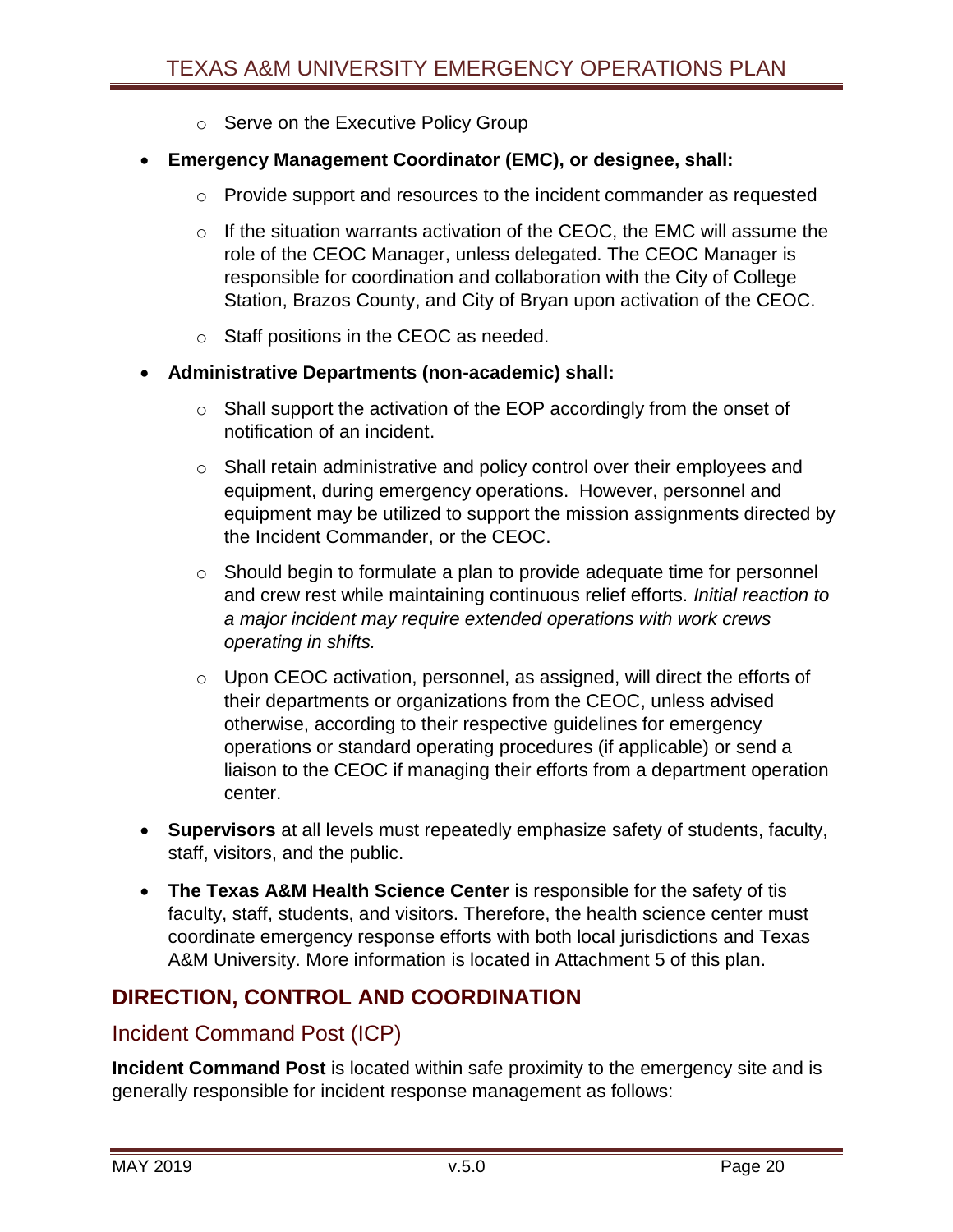- Serve on the Executive Policy Group

- **Emergency Management Coordinator (EMC), or designee, shall:**
  - Provide support and resources to the incident commander as requested
  - If the situation warrants activation of the CEOC, the EMC will assume the role of the CEOC Manager, unless delegated. The CEOC Manager is responsible for coordination and collaboration with the City of College Station, Brazos County, and City of Bryan upon activation of the CEOC.
  - Staff positions in the CEOC as needed.

- **Administrative Departments (non-academic) shall:**
  - Shall support the activation of the EOP accordingly from the onset of notification of an incident.
  - Shall retain administrative and policy control over their employees and equipment, during emergency operations. However, personnel and equipment may be utilized to support the mission assignments directed by the Incident Commander, or the CEOC.
  - Should begin to formulate a plan to provide adequate time for personnel and crew rest while maintaining continuous relief efforts. *Initial reaction to a major incident may require extended operations with work crews operating in shifts.*
  - Upon CEOC activation, personnel, as assigned, will direct the efforts of their departments or organizations from the CEOC, unless advised otherwise, according to their respective guidelines for emergency operations or standard operating procedures (if applicable) or send a liaison to the CEOC if managing their efforts from a department operation center.

- **Supervisors** at all levels must repeatedly emphasize safety of students, faculty, staff, visitors, and the public.

- **The Texas A&M Health Science Center** is responsible for the safety of tis faculty, staff, students, and visitors. Therefore, the health science center must coordinate emergency response efforts with both local jurisdictions and Texas A&M University. More information is located in Attachment 5 of this plan.

## DIRECTION, CONTROL AND COORDINATION

### Incident Command Post (ICP)

**Incident Command Post** is located within safe proximity to the emergency site and is generally responsible for incident response management as follows: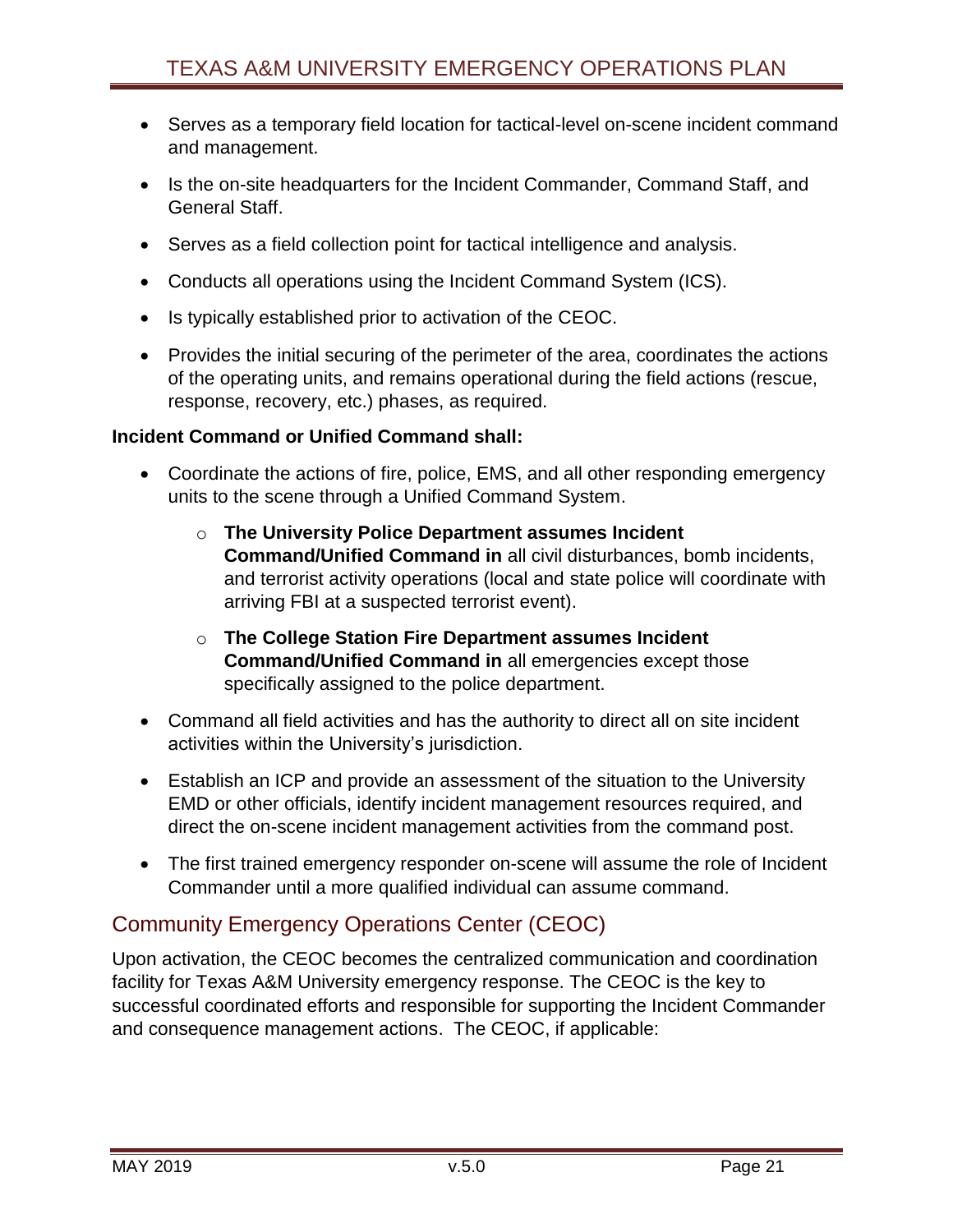- Serves as a temporary field location for tactical-level on-scene incident command and management.
- Is the on-site headquarters for the Incident Commander, Command Staff, and General Staff.
- Serves as a field collection point for tactical intelligence and analysis.
- Conducts all operations using the Incident Command System (ICS).
- Is typically established prior to activation of the CEOC.
- Provides the initial securing of the perimeter of the area, coordinates the actions of the operating units, and remains operational during the field actions (rescue, response, recovery, etc.) phases, as required.

**Incident Command or Unified Command shall:**

- Coordinate the actions of fire, police, EMS, and all other responding emergency units to the scene through a Unified Command System.
  - **The University Police Department assumes Incident Command/Unified Command in** all civil disturbances, bomb incidents, and terrorist activity operations (local and state police will coordinate with arriving FBI at a suspected terrorist event).
  - **The College Station Fire Department assumes Incident Command/Unified Command in** all emergencies except those specifically assigned to the police department.
- Command all field activities and has the authority to direct all on site incident activities within the University's jurisdiction.
- Establish an ICP and provide an assessment of the situation to the University EMD or other officials, identify incident management resources required, and direct the on-scene incident management activities from the command post.
- The first trained emergency responder on-scene will assume the role of Incident Commander until a more qualified individual can assume command.

## Community Emergency Operations Center (CEOC)

Upon activation, the CEOC becomes the centralized communication and coordination facility for Texas A&M University emergency response. The CEOC is the key to successful coordinated efforts and responsible for supporting the Incident Commander and consequence management actions. The CEOC, if applicable: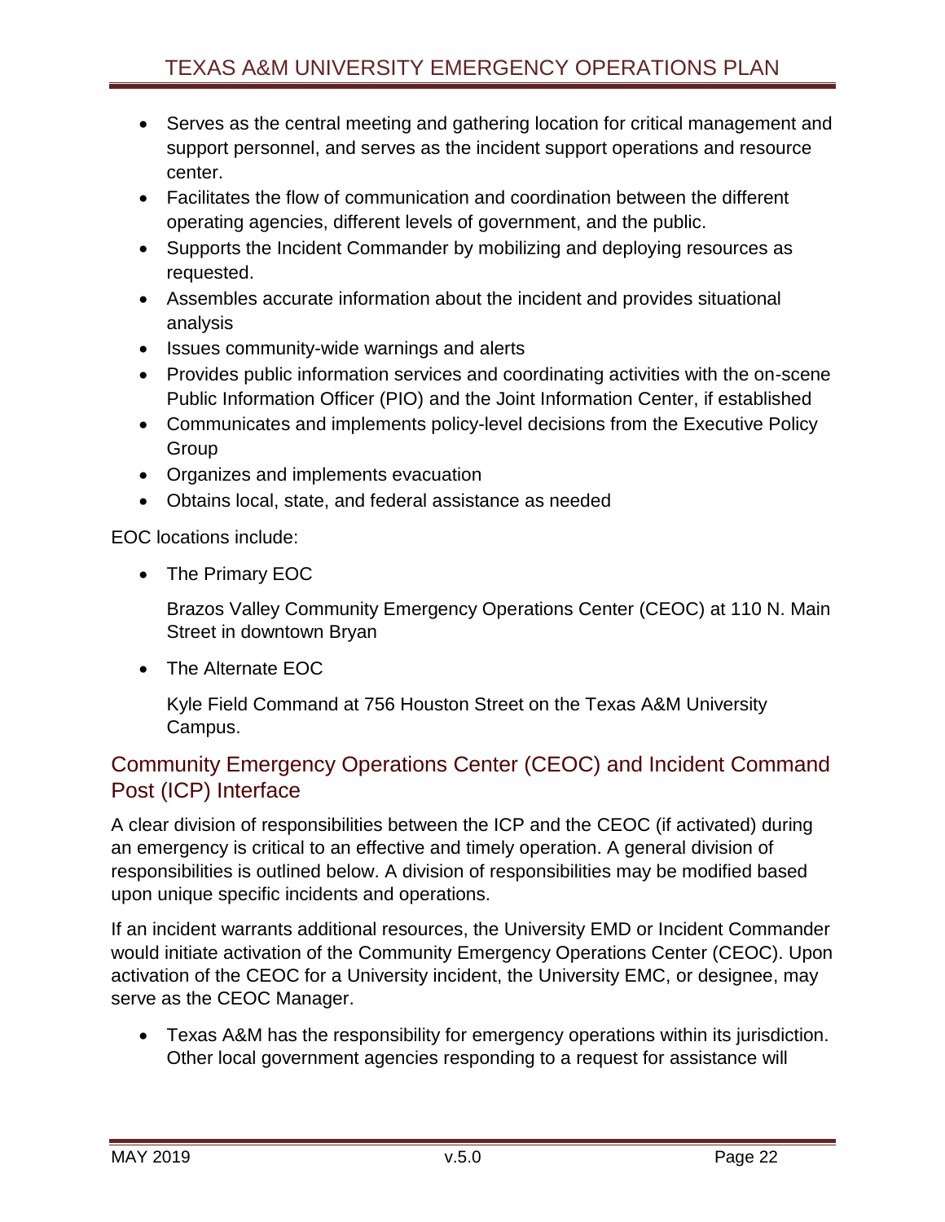- Serves as the central meeting and gathering location for critical management and support personnel, and serves as the incident support operations and resource center.
- Facilitates the flow of communication and coordination between the different operating agencies, different levels of government, and the public.
- Supports the Incident Commander by mobilizing and deploying resources as requested.
- Assembles accurate information about the incident and provides situational analysis
- Issues community-wide warnings and alerts
- Provides public information services and coordinating activities with the on-scene Public Information Officer (PIO) and the Joint Information Center, if established
- Communicates and implements policy-level decisions from the Executive Policy Group
- Organizes and implements evacuation
- Obtains local, state, and federal assistance as needed

EOC locations include:

- The Primary EOC

  Brazos Valley Community Emergency Operations Center (CEOC) at 110 N. Main Street in downtown Bryan

- The Alternate EOC

  Kyle Field Command at 756 Houston Street on the Texas A&M University Campus.

## Community Emergency Operations Center (CEOC) and Incident Command Post (ICP) Interface

A clear division of responsibilities between the ICP and the CEOC (if activated) during an emergency is critical to an effective and timely operation. A general division of responsibilities is outlined below. A division of responsibilities may be modified based upon unique specific incidents and operations.

If an incident warrants additional resources, the University EMD or Incident Commander would initiate activation of the Community Emergency Operations Center (CEOC). Upon activation of the CEOC for a University incident, the University EMC, or designee, may serve as the CEOC Manager.

- Texas A&M has the responsibility for emergency operations within its jurisdiction. Other local government agencies responding to a request for assistance will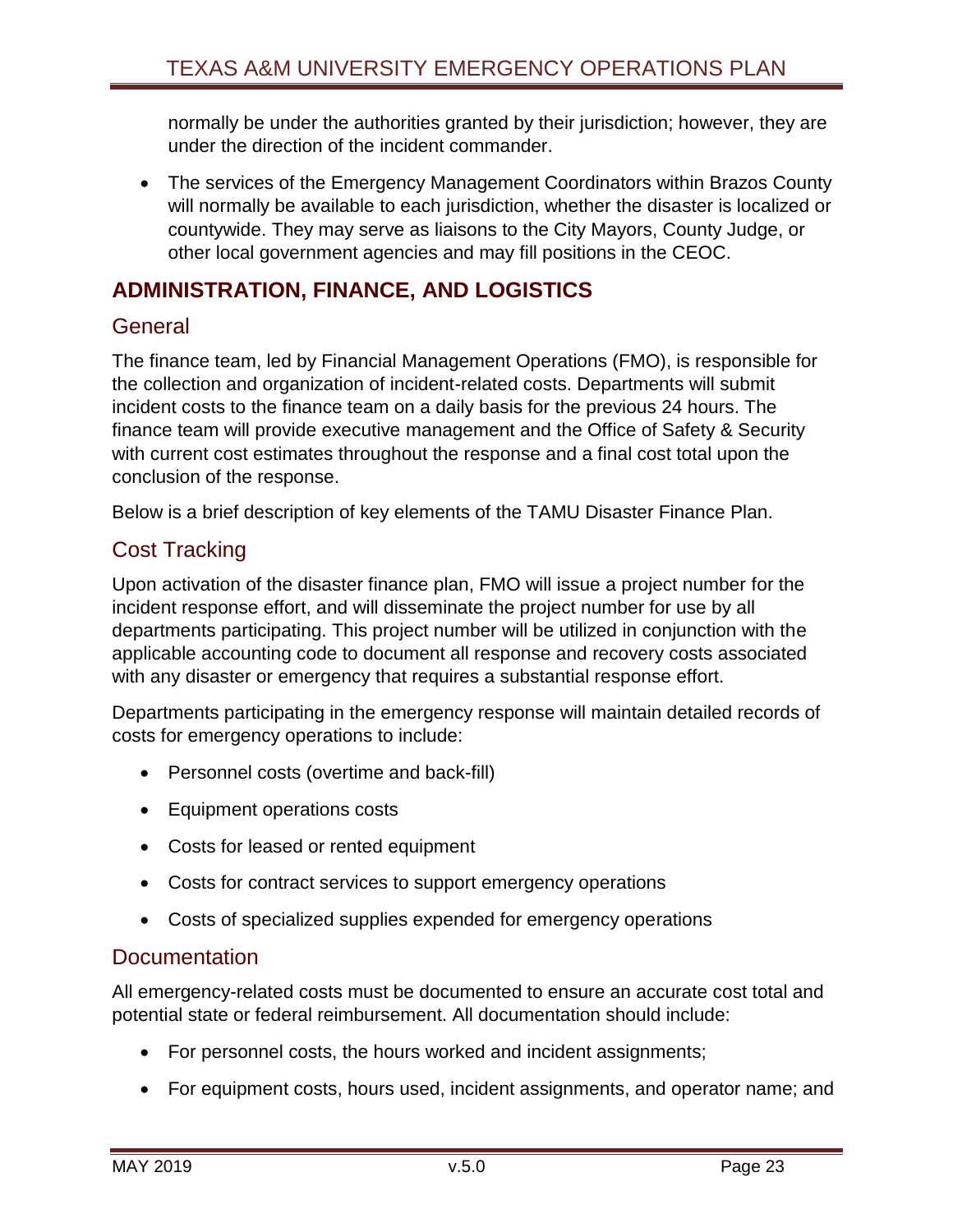normally be under the authorities granted by their jurisdiction; however, they are under the direction of the incident commander.

- The services of the Emergency Management Coordinators within Brazos County will normally be available to each jurisdiction, whether the disaster is localized or countywide. They may serve as liaisons to the City Mayors, County Judge, or other local government agencies and may fill positions in the CEOC.

## ADMINISTRATION, FINANCE, AND LOGISTICS

### General

The finance team, led by Financial Management Operations (FMO), is responsible for the collection and organization of incident-related costs. Departments will submit incident costs to the finance team on a daily basis for the previous 24 hours. The finance team will provide executive management and the Office of Safety & Security with current cost estimates throughout the response and a final cost total upon the conclusion of the response.

Below is a brief description of key elements of the TAMU Disaster Finance Plan.

### Cost Tracking

Upon activation of the disaster finance plan, FMO will issue a project number for the incident response effort, and will disseminate the project number for use by all departments participating. This project number will be utilized in conjunction with the applicable accounting code to document all response and recovery costs associated with any disaster or emergency that requires a substantial response effort.

Departments participating in the emergency response will maintain detailed records of costs for emergency operations to include:

- Personnel costs (overtime and back-fill)
- Equipment operations costs
- Costs for leased or rented equipment
- Costs for contract services to support emergency operations
- Costs of specialized supplies expended for emergency operations

### Documentation

All emergency-related costs must be documented to ensure an accurate cost total and potential state or federal reimbursement. All documentation should include:

- For personnel costs, the hours worked and incident assignments;
- For equipment costs, hours used, incident assignments, and operator name; and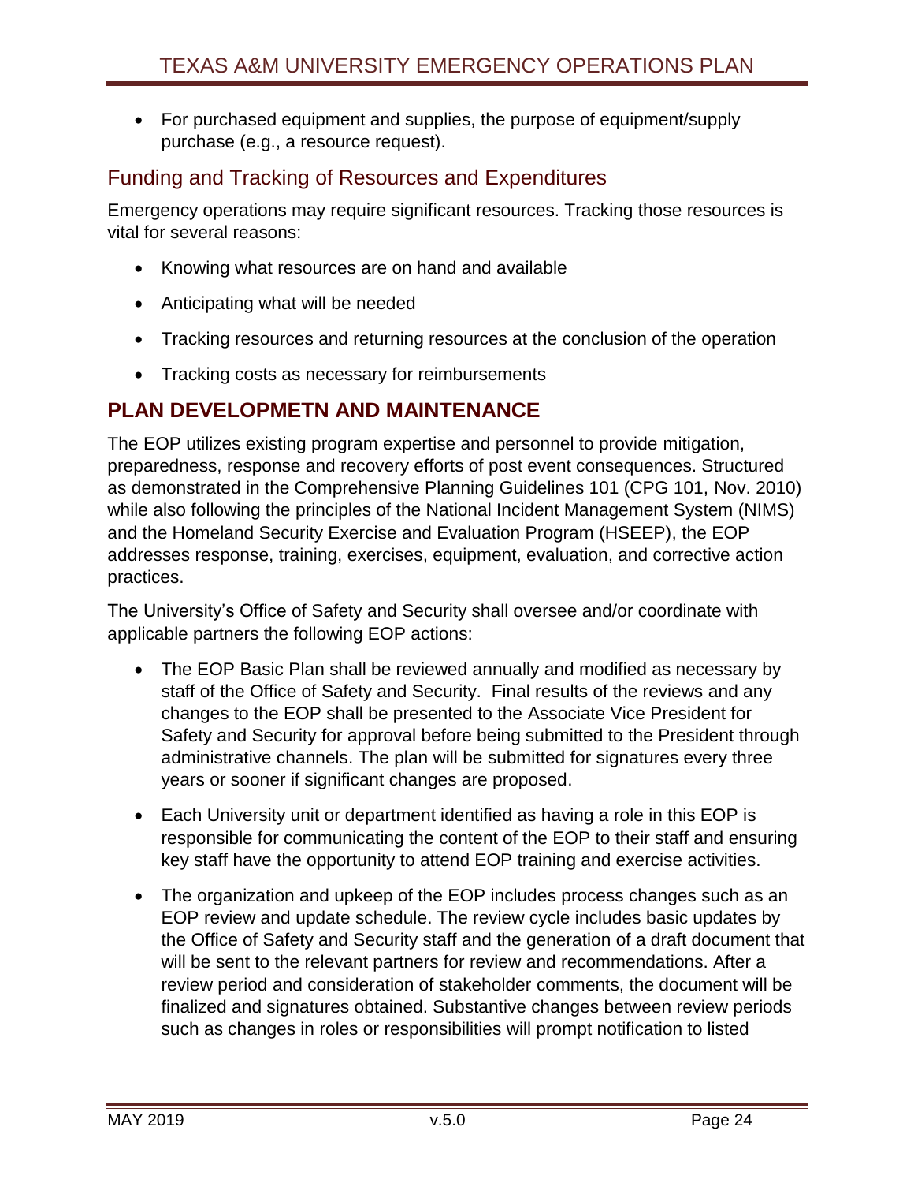- For purchased equipment and supplies, the purpose of equipment/supply purchase (e.g., a resource request).

## Funding and Tracking of Resources and Expenditures

Emergency operations may require significant resources. Tracking those resources is vital for several reasons:

- Knowing what resources are on hand and available
- Anticipating what will be needed
- Tracking resources and returning resources at the conclusion of the operation
- Tracking costs as necessary for reimbursements

# PLAN DEVELOPMETN AND MAINTENANCE

The EOP utilizes existing program expertise and personnel to provide mitigation, preparedness, response and recovery efforts of post event consequences. Structured as demonstrated in the Comprehensive Planning Guidelines 101 (CPG 101, Nov. 2010) while also following the principles of the National Incident Management System (NIMS) and the Homeland Security Exercise and Evaluation Program (HSEEP), the EOP addresses response, training, exercises, equipment, evaluation, and corrective action practices.

The University's Office of Safety and Security shall oversee and/or coordinate with applicable partners the following EOP actions:

- The EOP Basic Plan shall be reviewed annually and modified as necessary by staff of the Office of Safety and Security. Final results of the reviews and any changes to the EOP shall be presented to the Associate Vice President for Safety and Security for approval before being submitted to the President through administrative channels. The plan will be submitted for signatures every three years or sooner if significant changes are proposed.
- Each University unit or department identified as having a role in this EOP is responsible for communicating the content of the EOP to their staff and ensuring key staff have the opportunity to attend EOP training and exercise activities.
- The organization and upkeep of the EOP includes process changes such as an EOP review and update schedule. The review cycle includes basic updates by the Office of Safety and Security staff and the generation of a draft document that will be sent to the relevant partners for review and recommendations. After a review period and consideration of stakeholder comments, the document will be finalized and signatures obtained. Substantive changes between review periods such as changes in roles or responsibilities will prompt notification to listed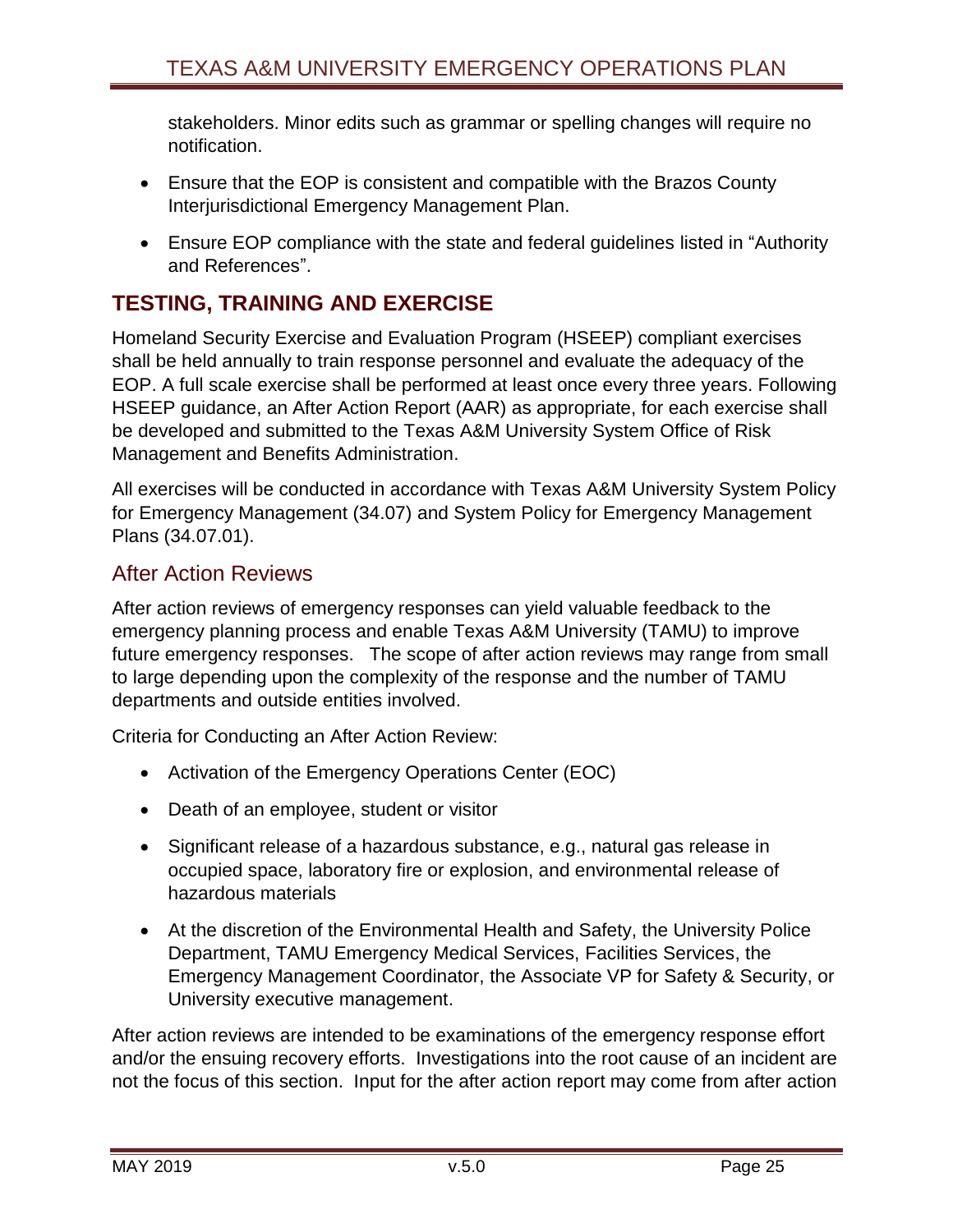stakeholders. Minor edits such as grammar or spelling changes will require no notification.

- Ensure that the EOP is consistent and compatible with the Brazos County Interjurisdictional Emergency Management Plan.
- Ensure EOP compliance with the state and federal guidelines listed in "Authority and References".

## TESTING, TRAINING AND EXERCISE

Homeland Security Exercise and Evaluation Program (HSEEP) compliant exercises shall be held annually to train response personnel and evaluate the adequacy of the EOP. A full scale exercise shall be performed at least once every three years. Following HSEEP guidance, an After Action Report (AAR) as appropriate, for each exercise shall be developed and submitted to the Texas A&M University System Office of Risk Management and Benefits Administration.

All exercises will be conducted in accordance with Texas A&M University System Policy for Emergency Management (34.07) and System Policy for Emergency Management Plans (34.07.01).

### After Action Reviews

After action reviews of emergency responses can yield valuable feedback to the emergency planning process and enable Texas A&M University (TAMU) to improve future emergency responses. The scope of after action reviews may range from small to large depending upon the complexity of the response and the number of TAMU departments and outside entities involved.

Criteria for Conducting an After Action Review:

- Activation of the Emergency Operations Center (EOC)
- Death of an employee, student or visitor
- Significant release of a hazardous substance, e.g., natural gas release in occupied space, laboratory fire or explosion, and environmental release of hazardous materials
- At the discretion of the Environmental Health and Safety, the University Police Department, TAMU Emergency Medical Services, Facilities Services, the Emergency Management Coordinator, the Associate VP for Safety & Security, or University executive management.

After action reviews are intended to be examinations of the emergency response effort and/or the ensuing recovery efforts. Investigations into the root cause of an incident are not the focus of this section. Input for the after action report may come from after action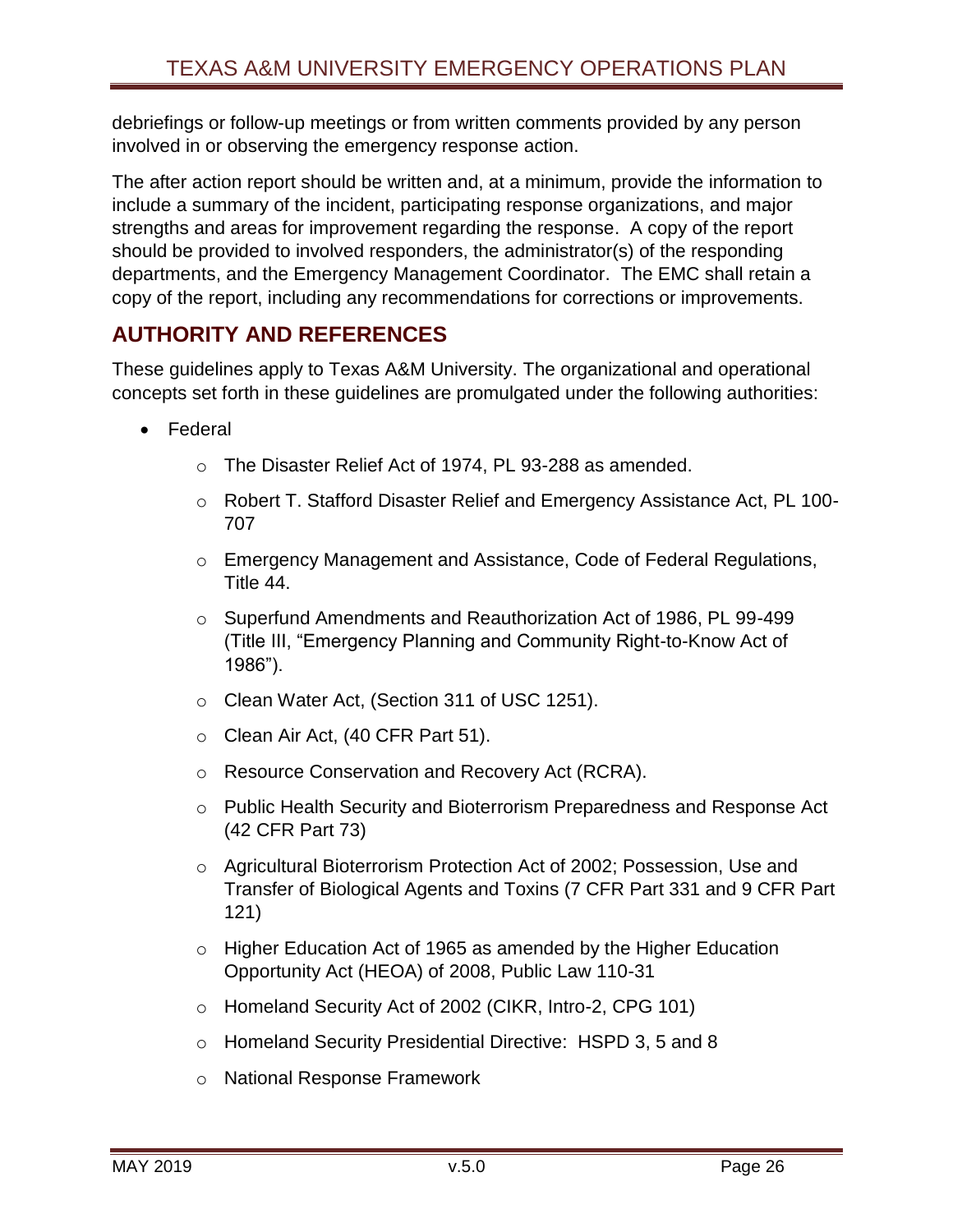debriefings or follow-up meetings or from written comments provided by any person involved in or observing the emergency response action.

The after action report should be written and, at a minimum, provide the information to include a summary of the incident, participating response organizations, and major strengths and areas for improvement regarding the response. A copy of the report should be provided to involved responders, the administrator(s) of the responding departments, and the Emergency Management Coordinator. The EMC shall retain a copy of the report, including any recommendations for corrections or improvements.

## AUTHORITY AND REFERENCES

These guidelines apply to Texas A&M University. The organizational and operational concepts set forth in these guidelines are promulgated under the following authorities:

- Federal
  - The Disaster Relief Act of 1974, PL 93-288 as amended.
  - Robert T. Stafford Disaster Relief and Emergency Assistance Act, PL 100-707
  - Emergency Management and Assistance, Code of Federal Regulations, Title 44.
  - Superfund Amendments and Reauthorization Act of 1986, PL 99-499 (Title III, "Emergency Planning and Community Right-to-Know Act of 1986").
  - Clean Water Act, (Section 311 of USC 1251).
  - Clean Air Act, (40 CFR Part 51).
  - Resource Conservation and Recovery Act (RCRA).
  - Public Health Security and Bioterrorism Preparedness and Response Act (42 CFR Part 73)
  - Agricultural Bioterrorism Protection Act of 2002; Possession, Use and Transfer of Biological Agents and Toxins (7 CFR Part 331 and 9 CFR Part 121)
  - Higher Education Act of 1965 as amended by the Higher Education Opportunity Act (HEOA) of 2008, Public Law 110-31
  - Homeland Security Act of 2002 (CIKR, Intro-2, CPG 101)
  - Homeland Security Presidential Directive: HSPD 3, 5 and 8
  - National Response Framework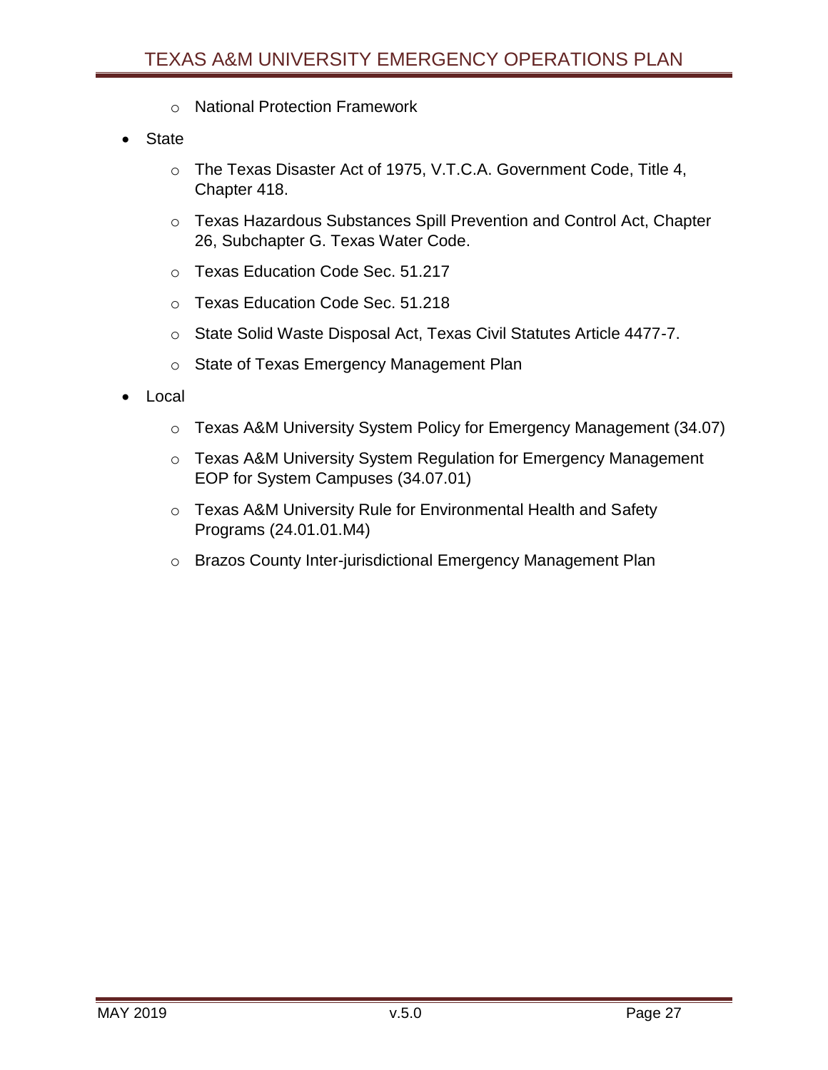- National Protection Framework

- State
  - The Texas Disaster Act of 1975, V.T.C.A. Government Code, Title 4, Chapter 418.
  - Texas Hazardous Substances Spill Prevention and Control Act, Chapter 26, Subchapter G. Texas Water Code.
  - Texas Education Code Sec. 51.217
  - Texas Education Code Sec. 51.218
  - State Solid Waste Disposal Act, Texas Civil Statutes Article 4477-7.
  - State of Texas Emergency Management Plan

- Local
  - Texas A&M University System Policy for Emergency Management (34.07)
  - Texas A&M University System Regulation for Emergency Management EOP for System Campuses (34.07.01)
  - Texas A&M University Rule for Environmental Health and Safety Programs (24.01.01.M4)
  - Brazos County Inter-jurisdictional Emergency Management Plan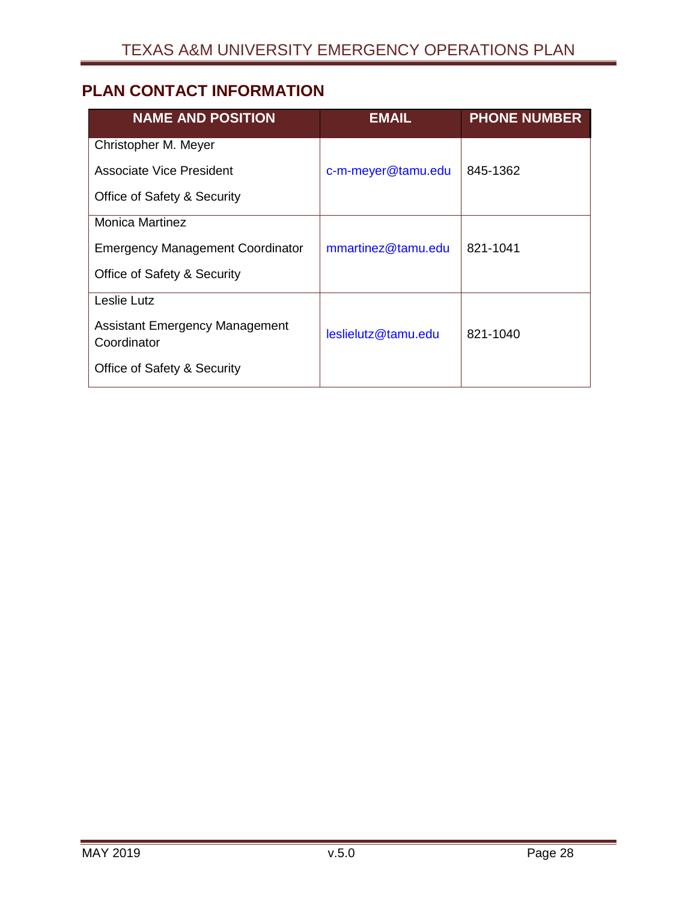## PLAN CONTACT INFORMATION

| NAME AND POSITION | EMAIL | PHONE NUMBER |
|---|---|---|
| Christopher M. Meyer<br>Associate Vice President<br>Office of Safety & Security | c-m-meyer@tamu.edu | 845-1362 |
| Monica Martinez<br>Emergency Management Coordinator<br>Office of Safety & Security | mmartinez@tamu.edu | 821-1041 |
| Leslie Lutz<br>Assistant Emergency Management Coordinator<br>Office of Safety & Security | leslielutz@tamu.edu | 821-1040 |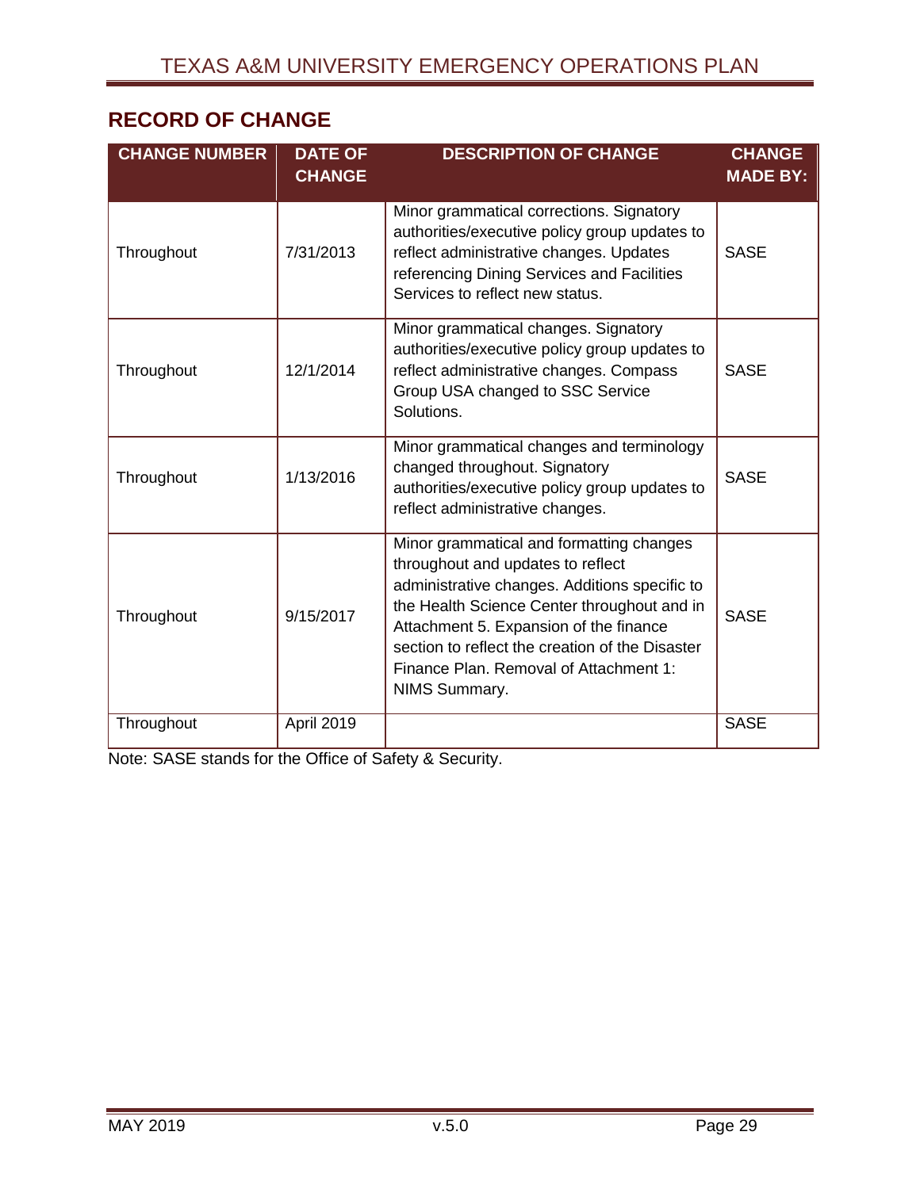## RECORD OF CHANGE

| CHANGE NUMBER | DATE OF CHANGE | DESCRIPTION OF CHANGE | CHANGE MADE BY: |
|---|---|---|---|
| Throughout | 7/31/2013 | Minor grammatical corrections. Signatory authorities/executive policy group updates to reflect administrative changes. Updates referencing Dining Services and Facilities Services to reflect new status. | SASE |
| Throughout | 12/1/2014 | Minor grammatical changes. Signatory authorities/executive policy group updates to reflect administrative changes. Compass Group USA changed to SSC Service Solutions. | SASE |
| Throughout | 1/13/2016 | Minor grammatical changes and terminology changed throughout. Signatory authorities/executive policy group updates to reflect administrative changes. | SASE |
| Throughout | 9/15/2017 | Minor grammatical and formatting changes throughout and updates to reflect administrative changes. Additions specific to the Health Science Center throughout and in Attachment 5. Expansion of the finance section to reflect the creation of the Disaster Finance Plan. Removal of Attachment 1: NIMS Summary. | SASE |
| Throughout | April 2019 | | SASE |

Note: SASE stands for the Office of Safety & Security.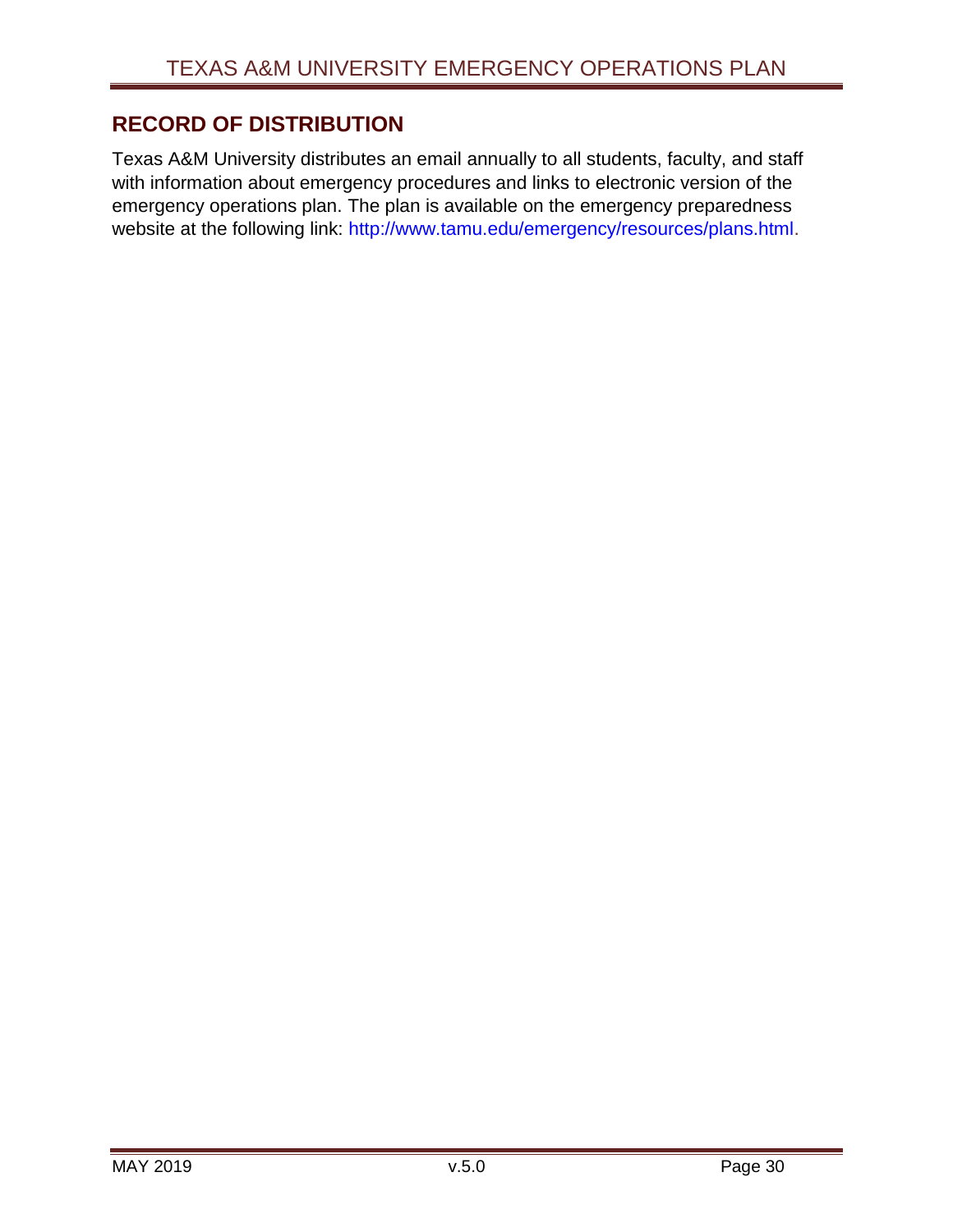## RECORD OF DISTRIBUTION

Texas A&M University distributes an email annually to all students, faculty, and staff with information about emergency procedures and links to electronic version of the emergency operations plan. The plan is available on the emergency preparedness website at the following link: http://www.tamu.edu/emergency/resources/plans.html.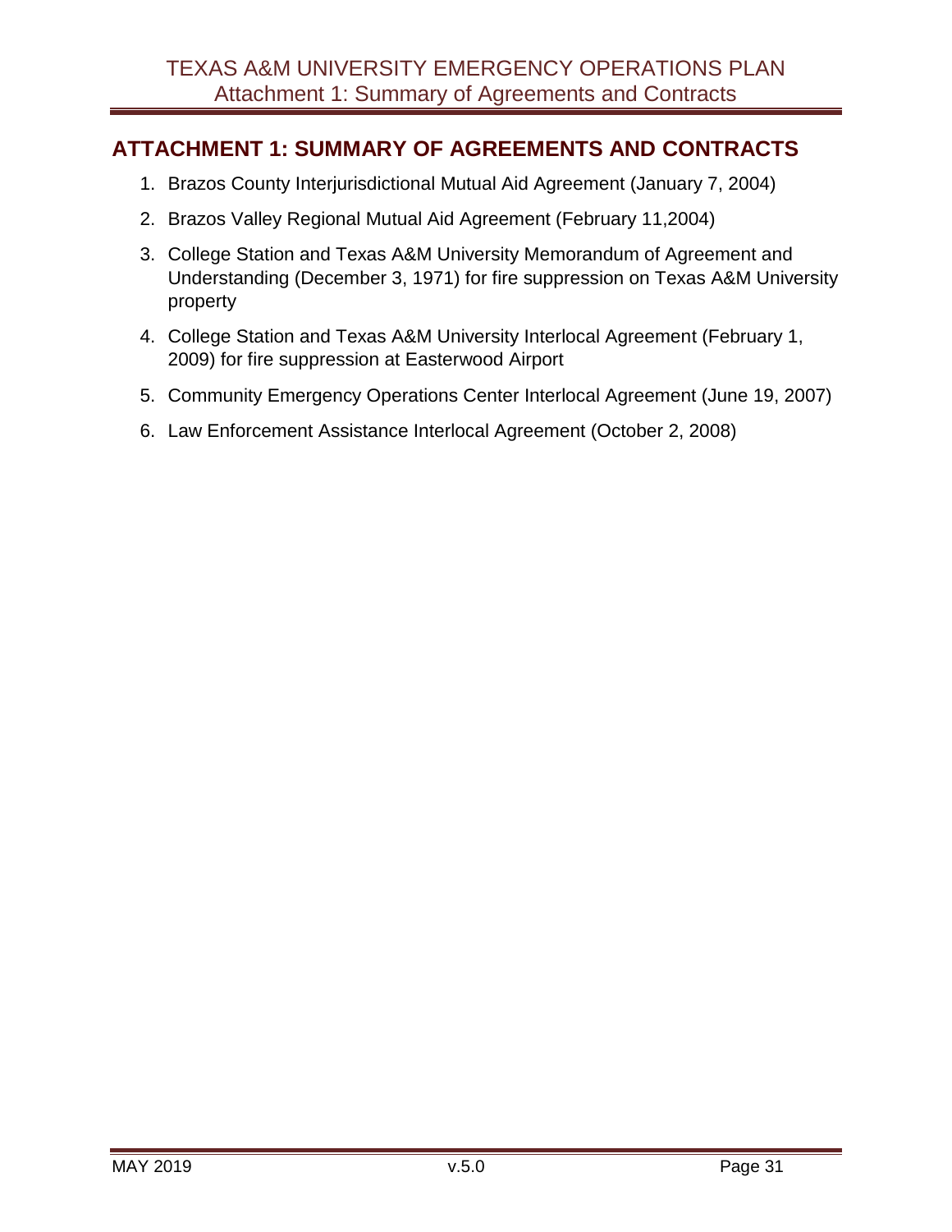## ATTACHMENT 1: SUMMARY OF AGREEMENTS AND CONTRACTS

1. Brazos County Interjurisdictional Mutual Aid Agreement (January 7, 2004)
2. Brazos Valley Regional Mutual Aid Agreement (February 11,2004)
3. College Station and Texas A&M University Memorandum of Agreement and Understanding (December 3, 1971) for fire suppression on Texas A&M University property
4. College Station and Texas A&M University Interlocal Agreement (February 1, 2009) for fire suppression at Easterwood Airport
5. Community Emergency Operations Center Interlocal Agreement (June 19, 2007)
6. Law Enforcement Assistance Interlocal Agreement (October 2, 2008)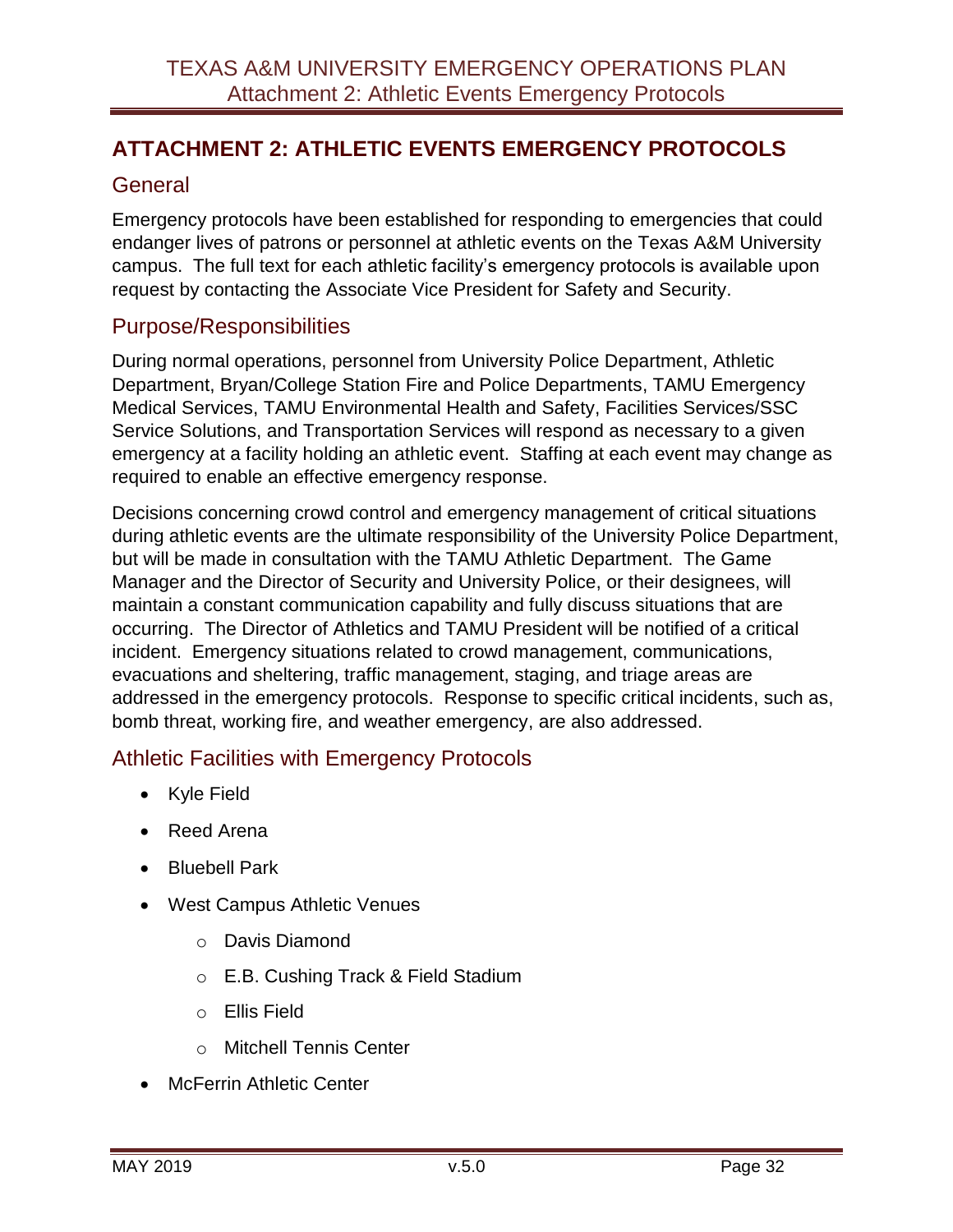# ATTACHMENT 2: ATHLETIC EVENTS EMERGENCY PROTOCOLS

## General

Emergency protocols have been established for responding to emergencies that could endanger lives of patrons or personnel at athletic events on the Texas A&M University campus. The full text for each athletic facility's emergency protocols is available upon request by contacting the Associate Vice President for Safety and Security.

## Purpose/Responsibilities

During normal operations, personnel from University Police Department, Athletic Department, Bryan/College Station Fire and Police Departments, TAMU Emergency Medical Services, TAMU Environmental Health and Safety, Facilities Services/SSC Service Solutions, and Transportation Services will respond as necessary to a given emergency at a facility holding an athletic event. Staffing at each event may change as required to enable an effective emergency response.

Decisions concerning crowd control and emergency management of critical situations during athletic events are the ultimate responsibility of the University Police Department, but will be made in consultation with the TAMU Athletic Department. The Game Manager and the Director of Security and University Police, or their designees, will maintain a constant communication capability and fully discuss situations that are occurring. The Director of Athletics and TAMU President will be notified of a critical incident. Emergency situations related to crowd management, communications, evacuations and sheltering, traffic management, staging, and triage areas are addressed in the emergency protocols. Response to specific critical incidents, such as, bomb threat, working fire, and weather emergency, are also addressed.

## Athletic Facilities with Emergency Protocols

- Kyle Field
- Reed Arena
- Bluebell Park
- West Campus Athletic Venues
    - Davis Diamond
    - E.B. Cushing Track & Field Stadium
    - Ellis Field
    - Mitchell Tennis Center
- McFerrin Athletic Center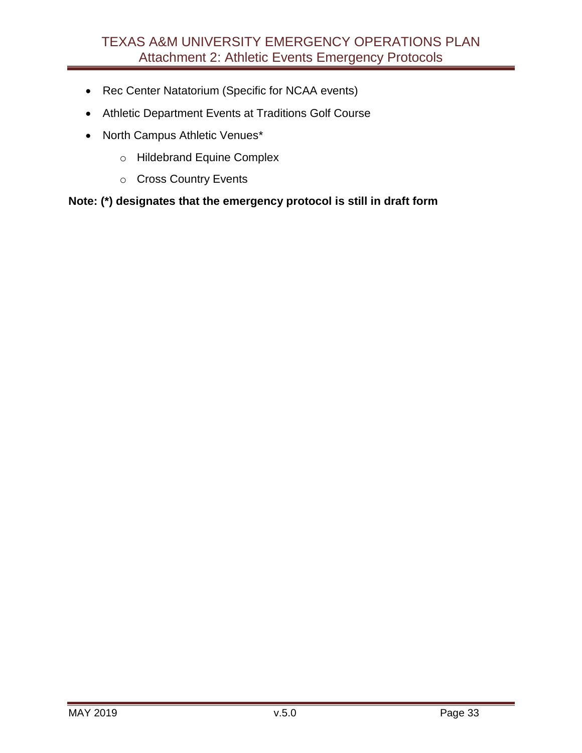- Rec Center Natatorium (Specific for NCAA events)
- Athletic Department Events at Traditions Golf Course
- North Campus Athletic Venues*
    - Hildebrand Equine Complex
    - Cross Country Events

**Note: (*) designates that the emergency protocol is still in draft form**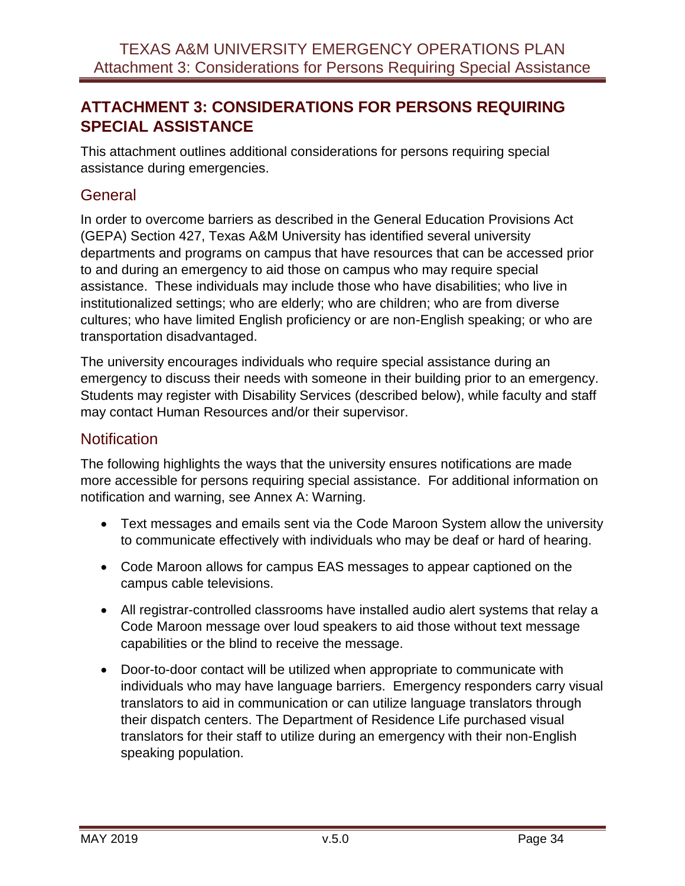## ATTACHMENT 3: CONSIDERATIONS FOR PERSONS REQUIRING SPECIAL ASSISTANCE

This attachment outlines additional considerations for persons requiring special assistance during emergencies.

### General

In order to overcome barriers as described in the General Education Provisions Act (GEPA) Section 427, Texas A&M University has identified several university departments and programs on campus that have resources that can be accessed prior to and during an emergency to aid those on campus who may require special assistance. These individuals may include those who have disabilities; who live in institutionalized settings; who are elderly; who are children; who are from diverse cultures; who have limited English proficiency or are non-English speaking; or who are transportation disadvantaged.

The university encourages individuals who require special assistance during an emergency to discuss their needs with someone in their building prior to an emergency. Students may register with Disability Services (described below), while faculty and staff may contact Human Resources and/or their supervisor.

### Notification

The following highlights the ways that the university ensures notifications are made more accessible for persons requiring special assistance. For additional information on notification and warning, see Annex A: Warning.

- Text messages and emails sent via the Code Maroon System allow the university to communicate effectively with individuals who may be deaf or hard of hearing.
- Code Maroon allows for campus EAS messages to appear captioned on the campus cable televisions.
- All registrar-controlled classrooms have installed audio alert systems that relay a Code Maroon message over loud speakers to aid those without text message capabilities or the blind to receive the message.
- Door-to-door contact will be utilized when appropriate to communicate with individuals who may have language barriers. Emergency responders carry visual translators to aid in communication or can utilize language translators through their dispatch centers. The Department of Residence Life purchased visual translators for their staff to utilize during an emergency with their non-English speaking population.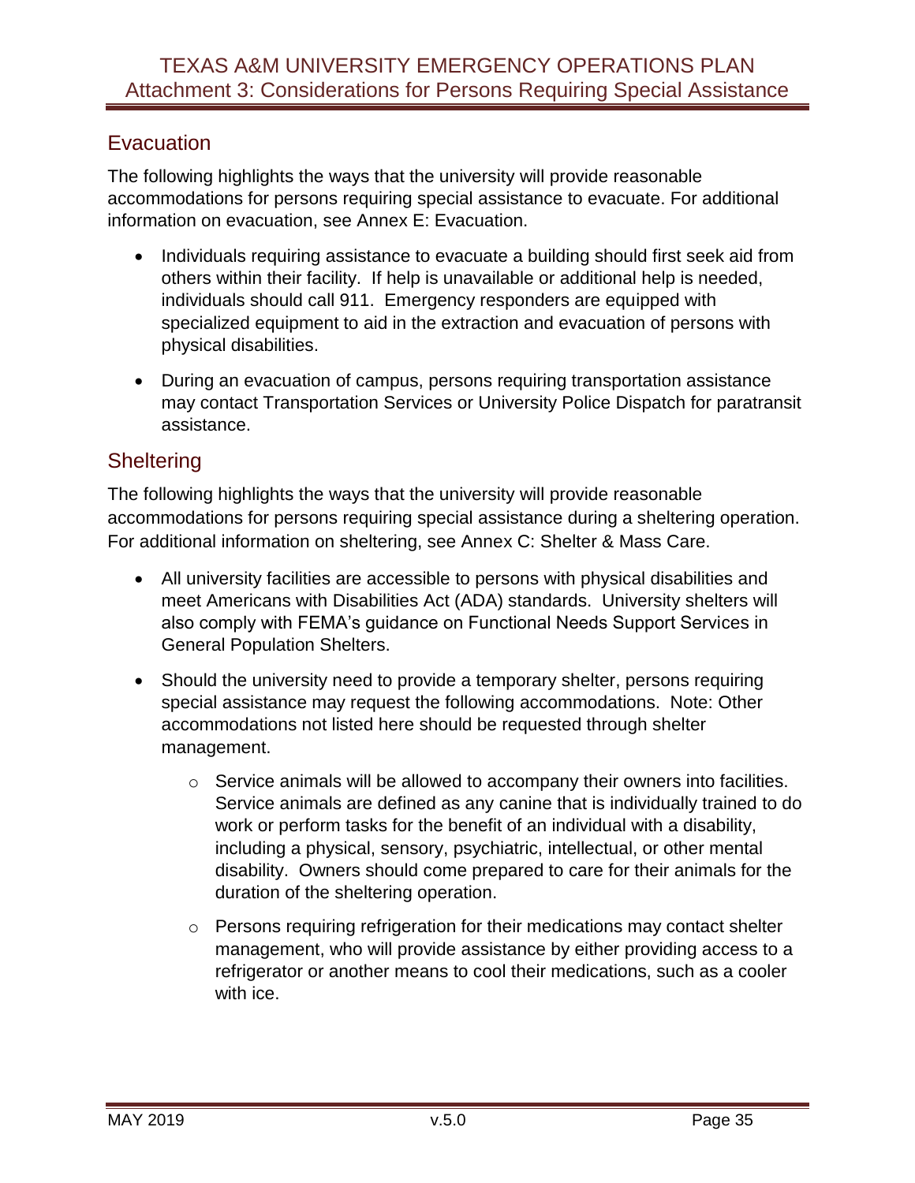## Evacuation

The following highlights the ways that the university will provide reasonable accommodations for persons requiring special assistance to evacuate. For additional information on evacuation, see Annex E: Evacuation.

- Individuals requiring assistance to evacuate a building should first seek aid from others within their facility. If help is unavailable or additional help is needed, individuals should call 911. Emergency responders are equipped with specialized equipment to aid in the extraction and evacuation of persons with physical disabilities.
- During an evacuation of campus, persons requiring transportation assistance may contact Transportation Services or University Police Dispatch for paratransit assistance.

## Sheltering

The following highlights the ways that the university will provide reasonable accommodations for persons requiring special assistance during a sheltering operation. For additional information on sheltering, see Annex C: Shelter & Mass Care.

- All university facilities are accessible to persons with physical disabilities and meet Americans with Disabilities Act (ADA) standards. University shelters will also comply with FEMA's guidance on Functional Needs Support Services in General Population Shelters.
- Should the university need to provide a temporary shelter, persons requiring special assistance may request the following accommodations. Note: Other accommodations not listed here should be requested through shelter management.
  - Service animals will be allowed to accompany their owners into facilities. Service animals are defined as any canine that is individually trained to do work or perform tasks for the benefit of an individual with a disability, including a physical, sensory, psychiatric, intellectual, or other mental disability. Owners should come prepared to care for their animals for the duration of the sheltering operation.
  - Persons requiring refrigeration for their medications may contact shelter management, who will provide assistance by either providing access to a refrigerator or another means to cool their medications, such as a cooler with ice.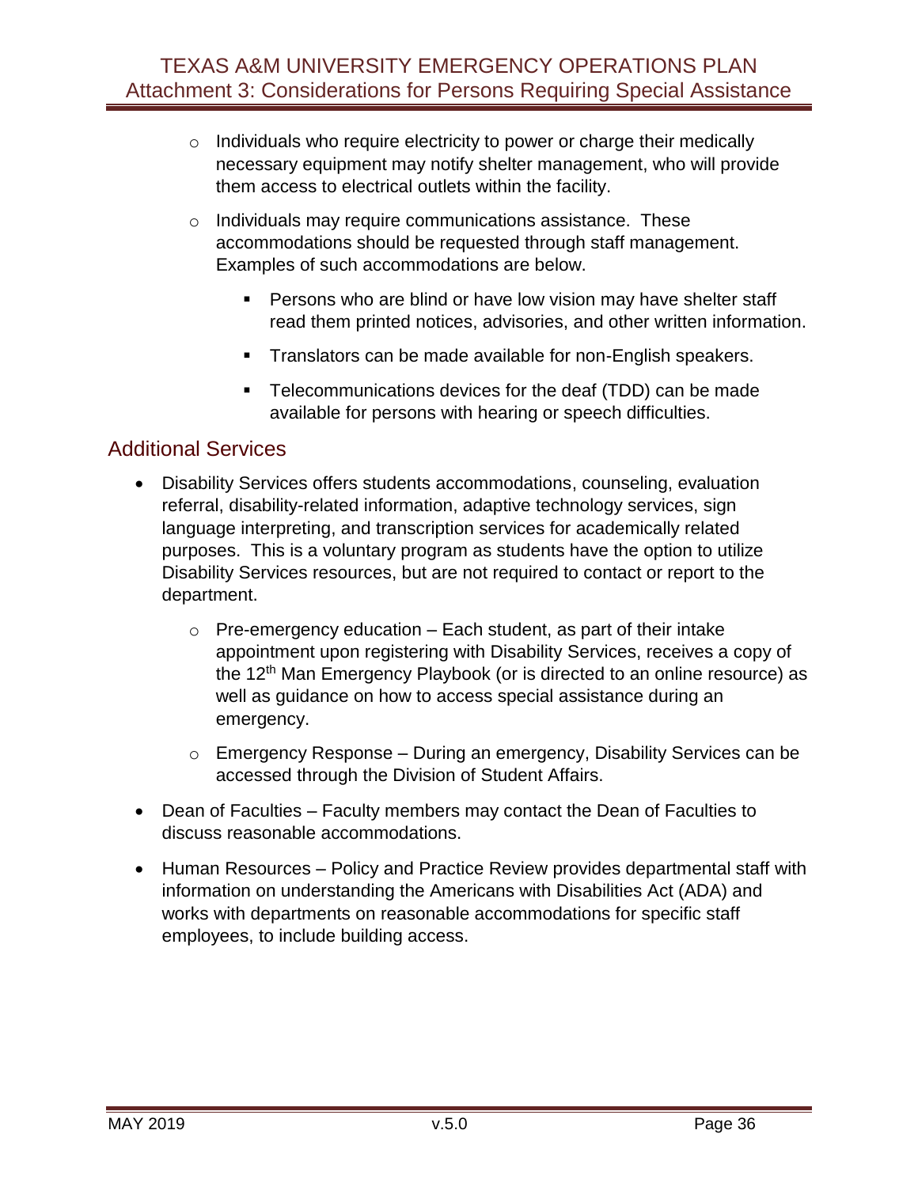- Individuals who require electricity to power or charge their medically necessary equipment may notify shelter management, who will provide them access to electrical outlets within the facility.
  - Individuals may require communications assistance. These accommodations should be requested through staff management. Examples of such accommodations are below.
    - Persons who are blind or have low vision may have shelter staff read them printed notices, advisories, and other written information.
    - Translators can be made available for non-English speakers.
    - Telecommunications devices for the deaf (TDD) can be made available for persons with hearing or speech difficulties.

## Additional Services

- Disability Services offers students accommodations, counseling, evaluation referral, disability-related information, adaptive technology services, sign language interpreting, and transcription services for academically related purposes. This is a voluntary program as students have the option to utilize Disability Services resources, but are not required to contact or report to the department.
  - Pre-emergency education – Each student, as part of their intake appointment upon registering with Disability Services, receives a copy of the 12th Man Emergency Playbook (or is directed to an online resource) as well as guidance on how to access special assistance during an emergency.
  - Emergency Response – During an emergency, Disability Services can be accessed through the Division of Student Affairs.
- Dean of Faculties – Faculty members may contact the Dean of Faculties to discuss reasonable accommodations.
- Human Resources – Policy and Practice Review provides departmental staff with information on understanding the Americans with Disabilities Act (ADA) and works with departments on reasonable accommodations for specific staff employees, to include building access.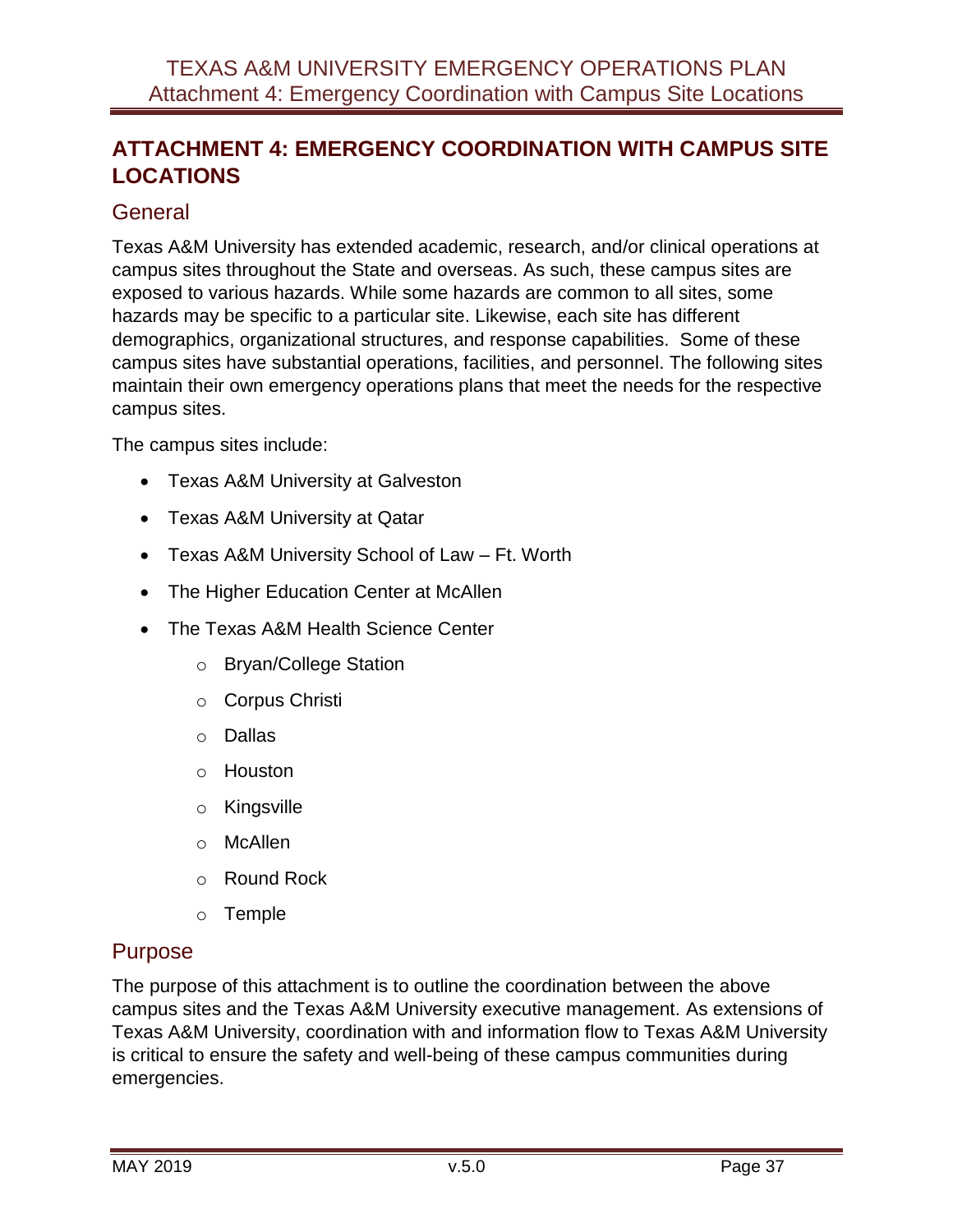# ATTACHMENT 4: EMERGENCY COORDINATION WITH CAMPUS SITE LOCATIONS

## General

Texas A&M University has extended academic, research, and/or clinical operations at campus sites throughout the State and overseas. As such, these campus sites are exposed to various hazards. While some hazards are common to all sites, some hazards may be specific to a particular site. Likewise, each site has different demographics, organizational structures, and response capabilities. Some of these campus sites have substantial operations, facilities, and personnel. The following sites maintain their own emergency operations plans that meet the needs for the respective campus sites.

The campus sites include:

- Texas A&M University at Galveston
- Texas A&M University at Qatar
- Texas A&M University School of Law – Ft. Worth
- The Higher Education Center at McAllen
- The Texas A&M Health Science Center
  - Bryan/College Station
  - Corpus Christi
  - Dallas
  - Houston
  - Kingsville
  - McAllen
  - Round Rock
  - Temple

## Purpose

The purpose of this attachment is to outline the coordination between the above campus sites and the Texas A&M University executive management. As extensions of Texas A&M University, coordination with and information flow to Texas A&M University is critical to ensure the safety and well-being of these campus communities during emergencies.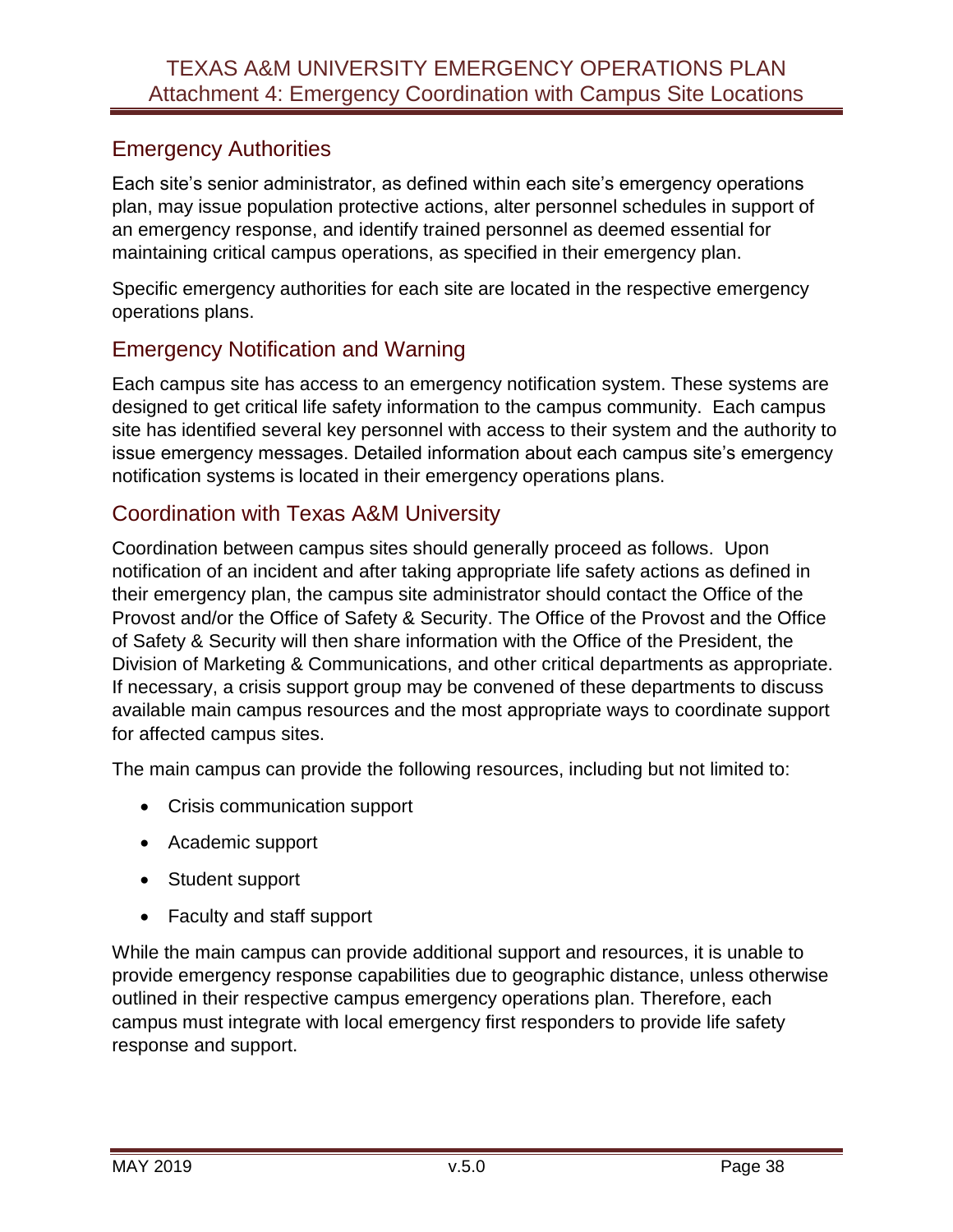## Emergency Authorities

Each site's senior administrator, as defined within each site's emergency operations plan, may issue population protective actions, alter personnel schedules in support of an emergency response, and identify trained personnel as deemed essential for maintaining critical campus operations, as specified in their emergency plan.

Specific emergency authorities for each site are located in the respective emergency operations plans.

## Emergency Notification and Warning

Each campus site has access to an emergency notification system. These systems are designed to get critical life safety information to the campus community. Each campus site has identified several key personnel with access to their system and the authority to issue emergency messages. Detailed information about each campus site's emergency notification systems is located in their emergency operations plans.

## Coordination with Texas A&M University

Coordination between campus sites should generally proceed as follows. Upon notification of an incident and after taking appropriate life safety actions as defined in their emergency plan, the campus site administrator should contact the Office of the Provost and/or the Office of Safety & Security. The Office of the Provost and the Office of Safety & Security will then share information with the Office of the President, the Division of Marketing & Communications, and other critical departments as appropriate. If necessary, a crisis support group may be convened of these departments to discuss available main campus resources and the most appropriate ways to coordinate support for affected campus sites.

The main campus can provide the following resources, including but not limited to:

- Crisis communication support
- Academic support
- Student support
- Faculty and staff support

While the main campus can provide additional support and resources, it is unable to provide emergency response capabilities due to geographic distance, unless otherwise outlined in their respective campus emergency operations plan. Therefore, each campus must integrate with local emergency first responders to provide life safety response and support.